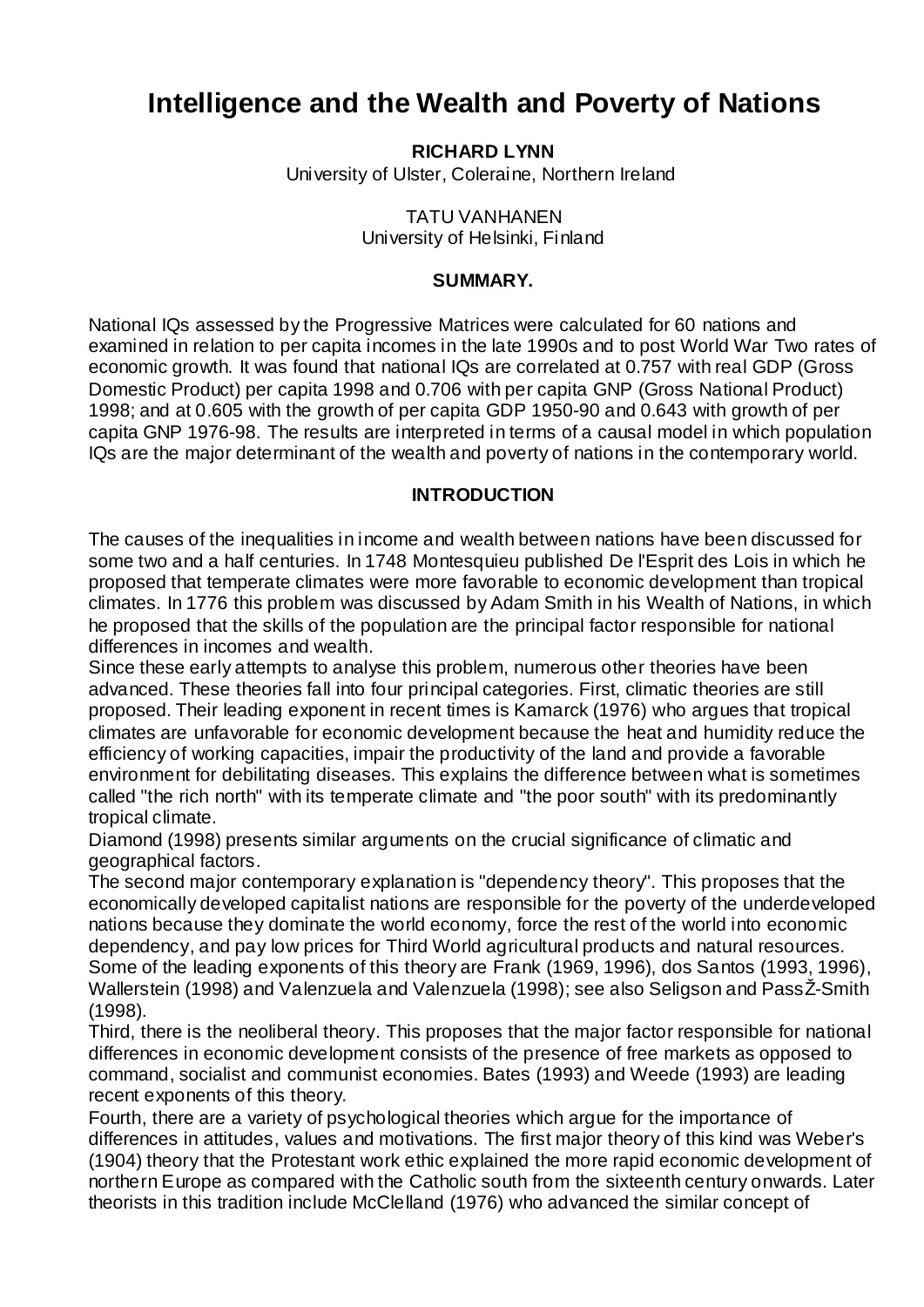# Intelligence and the Wealth and Poverty of Nations

**RICHARD LYNN**
University of Ulster, Coleraine, Northern Ireland

TATU VANHANEN
University of Helsinki, Finland

## SUMMARY.

National IQs assessed by the Progressive Matrices were calculated for 60 nations and examined in relation to per capita incomes in the late 1990s and to post World War Two rates of economic growth. It was found that national IQs are correlated at 0.757 with real GDP (Gross Domestic Product) per capita 1998 and 0.706 with per capita GNP (Gross National Product) 1998; and at 0.605 with the growth of per capita GDP 1950-90 and 0.643 with growth of per capita GNP 1976-98. The results are interpreted in terms of a causal model in which population IQs are the major determinant of the wealth and poverty of nations in the contemporary world.

## INTRODUCTION

The causes of the inequalities in income and wealth between nations have been discussed for some two and a half centuries. In 1748 Montesquieu published De l'Esprit des Lois in which he proposed that temperate climates were more favorable to economic development than tropical climates. In 1776 this problem was discussed by Adam Smith in his Wealth of Nations, in which he proposed that the skills of the population are the principal factor responsible for national differences in incomes and wealth.

Since these early attempts to analyse this problem, numerous other theories have been advanced. These theories fall into four principal categories. First, climatic theories are still proposed. Their leading exponent in recent times is Kamarck (1976) who argues that tropical climates are unfavorable for economic development because the heat and humidity reduce the efficiency of working capacities, impair the productivity of the land and provide a favorable environment for debilitating diseases. This explains the difference between what is sometimes called "the rich north" with its temperate climate and "the poor south" with its predominantly tropical climate.

Diamond (1998) presents similar arguments on the crucial significance of climatic and geographical factors.

The second major contemporary explanation is "dependency theory". This proposes that the economically developed capitalist nations are responsible for the poverty of the underdeveloped nations because they dominate the world economy, force the rest of the world into economic dependency, and pay low prices for Third World agricultural products and natural resources. Some of the leading exponents of this theory are Frank (1969, 1996), dos Santos (1993, 1996), Wallerstein (1998) and Valenzuela and Valenzuela (1998); see also Seligson and PassŽ-Smith (1998).

Third, there is the neoliberal theory. This proposes that the major factor responsible for national differences in economic development consists of the presence of free markets as opposed to command, socialist and communist economies. Bates (1993) and Weede (1993) are leading recent exponents of this theory.

Fourth, there are a variety of psychological theories which argue for the importance of differences in attitudes, values and motivations. The first major theory of this kind was Weber's (1904) theory that the Protestant work ethic explained the more rapid economic development of northern Europe as compared with the Catholic south from the sixteenth century onwards. Later theorists in this tradition include McClelland (1976) who advanced the similar concept of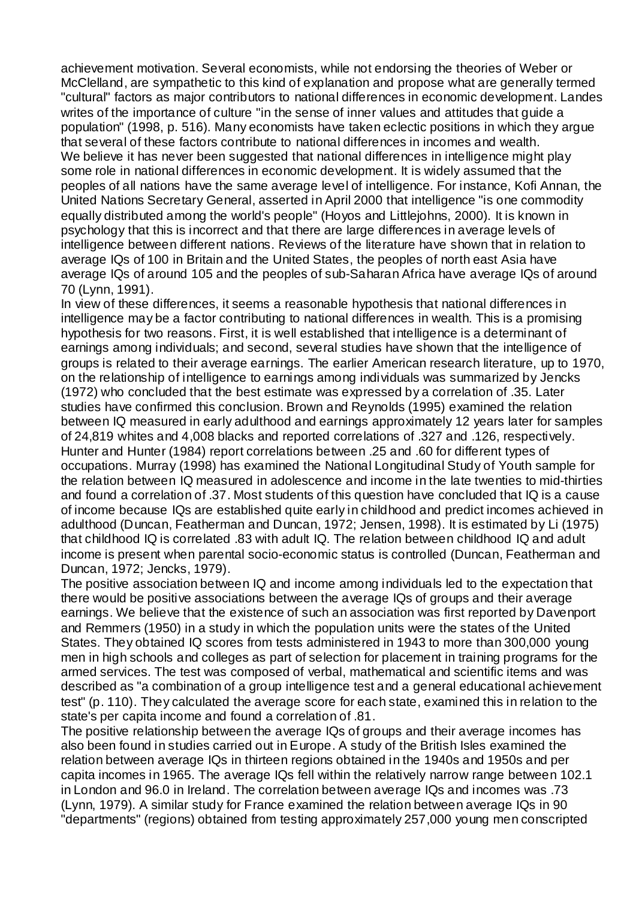achievement motivation. Several economists, while not endorsing the theories of Weber or McClelland, are sympathetic to this kind of explanation and propose what are generally termed "cultural" factors as major contributors to national differences in economic development. Landes writes of the importance of culture "in the sense of inner values and attitudes that guide a population" (1998, p. 516). Many economists have taken eclectic positions in which they argue that several of these factors contribute to national differences in incomes and wealth.

We believe it has never been suggested that national differences in intelligence might play some role in national differences in economic development. It is widely assumed that the peoples of all nations have the same average level of intelligence. For instance, Kofi Annan, the United Nations Secretary General, asserted in April 2000 that intelligence "is one commodity equally distributed among the world's people" (Hoyos and Littlejohns, 2000). It is known in psychology that this is incorrect and that there are large differences in average levels of intelligence between different nations. Reviews of the literature have shown that in relation to average IQs of 100 in Britain and the United States, the peoples of north east Asia have average IQs of around 105 and the peoples of sub-Saharan Africa have average IQs of around 70 (Lynn, 1991).

In view of these differences, it seems a reasonable hypothesis that national differences in intelligence may be a factor contributing to national differences in wealth. This is a promising hypothesis for two reasons. First, it is well established that intelligence is a determinant of earnings among individuals; and second, several studies have shown that the intelligence of groups is related to their average earnings. The earlier American research literature, up to 1970, on the relationship of intelligence to earnings among individuals was summarized by Jencks (1972) who concluded that the best estimate was expressed by a correlation of .35. Later studies have confirmed this conclusion. Brown and Reynolds (1995) examined the relation between IQ measured in early adulthood and earnings approximately 12 years later for samples of 24,819 whites and 4,008 blacks and reported correlations of .327 and .126, respectively. Hunter and Hunter (1984) report correlations between .25 and .60 for different types of occupations. Murray (1998) has examined the National Longitudinal Study of Youth sample for the relation between IQ measured in adolescence and income in the late twenties to mid-thirties and found a correlation of .37. Most students of this question have concluded that IQ is a cause of income because IQs are established quite early in childhood and predict incomes achieved in adulthood (Duncan, Featherman and Duncan, 1972; Jensen, 1998). It is estimated by Li (1975) that childhood IQ is correlated .83 with adult IQ. The relation between childhood IQ and adult income is present when parental socio-economic status is controlled (Duncan, Featherman and Duncan, 1972; Jencks, 1979).

The positive association between IQ and income among individuals led to the expectation that there would be positive associations between the average IQs of groups and their average earnings. We believe that the existence of such an association was first reported by Davenport and Remmers (1950) in a study in which the population units were the states of the United States. They obtained IQ scores from tests administered in 1943 to more than 300,000 young men in high schools and colleges as part of selection for placement in training programs for the armed services. The test was composed of verbal, mathematical and scientific items and was described as "a combination of a group intelligence test and a general educational achievement test" (p. 110). They calculated the average score for each state, examined this in relation to the state's per capita income and found a correlation of .81.

The positive relationship between the average IQs of groups and their average incomes has also been found in studies carried out in Europe. A study of the British Isles examined the relation between average IQs in thirteen regions obtained in the 1940s and 1950s and per capita incomes in 1965. The average IQs fell within the relatively narrow range between 102.1 in London and 96.0 in Ireland. The correlation between average IQs and incomes was .73 (Lynn, 1979). A similar study for France examined the relation between average IQs in 90 "departments" (regions) obtained from testing approximately 257,000 young men conscripted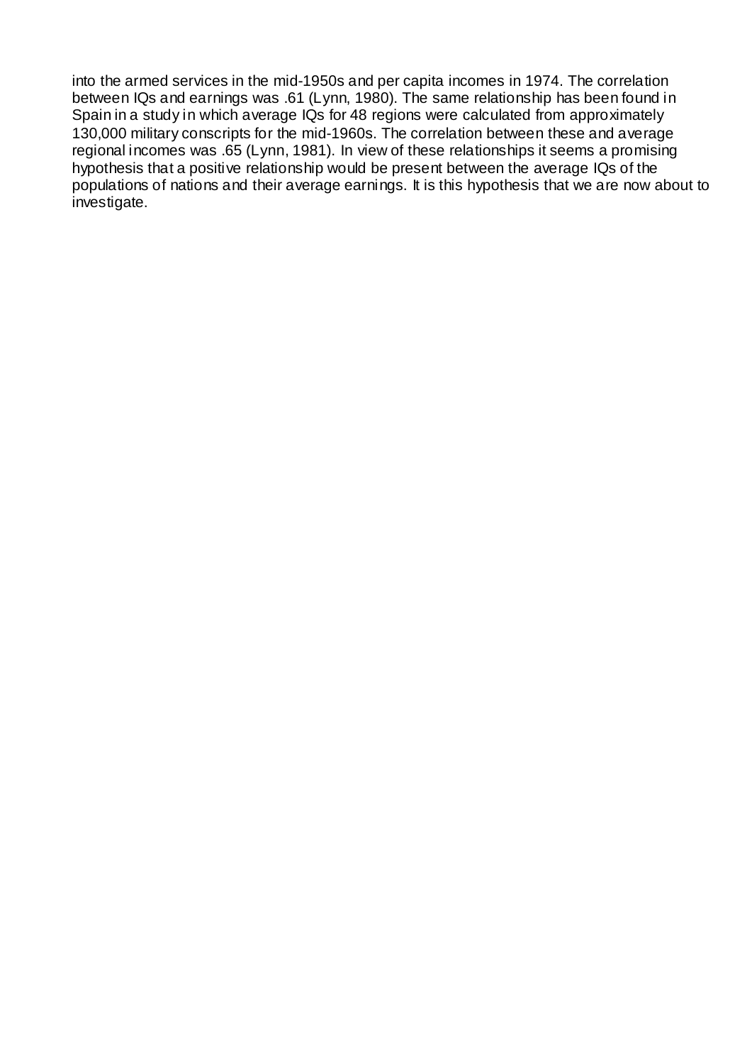into the armed services in the mid-1950s and per capita incomes in 1974. The correlation between IQs and earnings was .61 (Lynn, 1980). The same relationship has been found in Spain in a study in which average IQs for 48 regions were calculated from approximately 130,000 military conscripts for the mid-1960s. The correlation between these and average regional incomes was .65 (Lynn, 1981). In view of these relationships it seems a promising hypothesis that a positive relationship would be present between the average IQs of the populations of nations and their average earnings. It is this hypothesis that we are now about to investigate.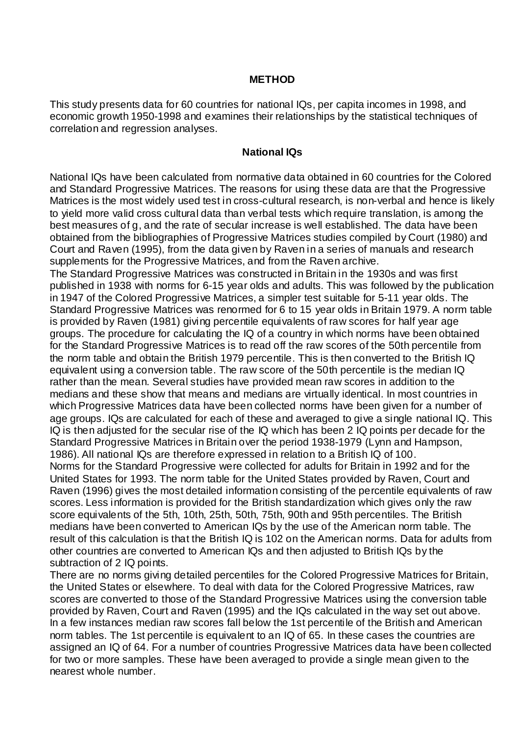## METHOD

This study presents data for 60 countries for national IQs, per capita incomes in 1998, and economic growth 1950-1998 and examines their relationships by the statistical techniques of correlation and regression analyses.

### National IQs

National IQs have been calculated from normative data obtained in 60 countries for the Colored and Standard Progressive Matrices. The reasons for using these data are that the Progressive Matrices is the most widely used test in cross-cultural research, is non-verbal and hence is likely to yield more valid cross cultural data than verbal tests which require translation, is among the best measures of g, and the rate of secular increase is well established. The data have been obtained from the bibliographies of Progressive Matrices studies compiled by Court (1980) and Court and Raven (1995), from the data given by Raven in a series of manuals and research supplements for the Progressive Matrices, and from the Raven archive.

The Standard Progressive Matrices was constructed in Britain in the 1930s and was first published in 1938 with norms for 6-15 year olds and adults. This was followed by the publication in 1947 of the Colored Progressive Matrices, a simpler test suitable for 5-11 year olds. The Standard Progressive Matrices was renormed for 6 to 15 year olds in Britain 1979. A norm table is provided by Raven (1981) giving percentile equivalents of raw scores for half year age groups. The procedure for calculating the IQ of a country in which norms have been obtained for the Standard Progressive Matrices is to read off the raw scores of the 50th percentile from the norm table and obtain the British 1979 percentile. This is then converted to the British IQ equivalent using a conversion table. The raw score of the 50th percentile is the median IQ rather than the mean. Several studies have provided mean raw scores in addition to the medians and these show that means and medians are virtually identical. In most countries in which Progressive Matrices data have been collected norms have been given for a number of age groups. IQs are calculated for each of these and averaged to give a single national IQ. This IQ is then adjusted for the secular rise of the IQ which has been 2 IQ points per decade for the Standard Progressive Matrices in Britain over the period 1938-1979 (Lynn and Hampson, 1986). All national IQs are therefore expressed in relation to a British IQ of 100.

Norms for the Standard Progressive were collected for adults for Britain in 1992 and for the United States for 1993. The norm table for the United States provided by Raven, Court and Raven (1996) gives the most detailed information consisting of the percentile equivalents of raw scores. Less information is provided for the British standardization which gives only the raw score equivalents of the 5th, 10th, 25th, 50th, 75th, 90th and 95th percentiles. The British medians have been converted to American IQs by the use of the American norm table. The result of this calculation is that the British IQ is 102 on the American norms. Data for adults from other countries are converted to American IQs and then adjusted to British IQs by the subtraction of 2 IQ points.

There are no norms giving detailed percentiles for the Colored Progressive Matrices for Britain, the United States or elsewhere. To deal with data for the Colored Progressive Matrices, raw scores are converted to those of the Standard Progressive Matrices using the conversion table provided by Raven, Court and Raven (1995) and the IQs calculated in the way set out above. In a few instances median raw scores fall below the 1st percentile of the British and American norm tables. The 1st percentile is equivalent to an IQ of 65. In these cases the countries are assigned an IQ of 64. For a number of countries Progressive Matrices data have been collected for two or more samples. These have been averaged to provide a single mean given to the nearest whole number.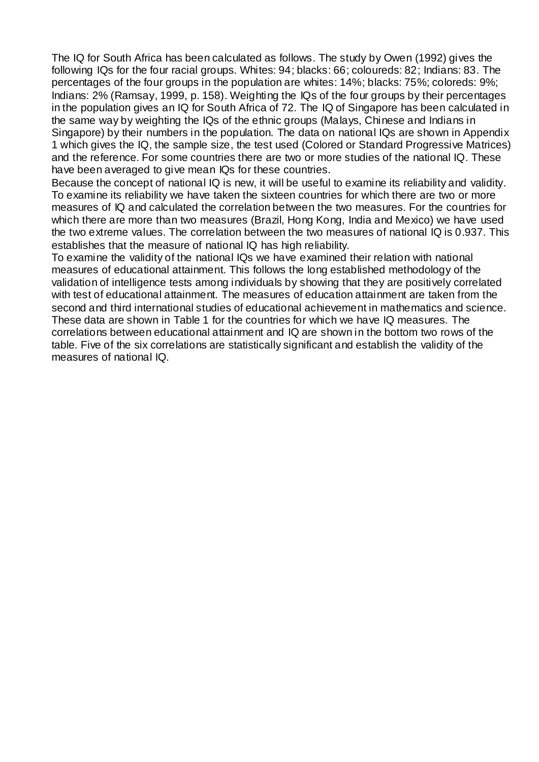The IQ for South Africa has been calculated as follows. The study by Owen (1992) gives the following IQs for the four racial groups. Whites: 94; blacks: 66; coloureds: 82; Indians: 83. The percentages of the four groups in the population are whites: 14%; blacks: 75%; coloreds: 9%; Indians: 2% (Ramsay, 1999, p. 158). Weighting the IQs of the four groups by their percentages in the population gives an IQ for South Africa of 72. The IQ of Singapore has been calculated in the same way by weighting the IQs of the ethnic groups (Malays, Chinese and Indians in Singapore) by their numbers in the population. The data on national IQs are shown in Appendix 1 which gives the IQ, the sample size, the test used (Colored or Standard Progressive Matrices) and the reference. For some countries there are two or more studies of the national IQ. These have been averaged to give mean IQs for these countries.

Because the concept of national IQ is new, it will be useful to examine its reliability and validity. To examine its reliability we have taken the sixteen countries for which there are two or more measures of IQ and calculated the correlation between the two measures. For the countries for which there are more than two measures (Brazil, Hong Kong, India and Mexico) we have used the two extreme values. The correlation between the two measures of national IQ is 0.937. This establishes that the measure of national IQ has high reliability.

To examine the validity of the national IQs we have examined their relation with national measures of educational attainment. This follows the long established methodology of the validation of intelligence tests among individuals by showing that they are positively correlated with test of educational attainment. The measures of education attainment are taken from the second and third international studies of educational achievement in mathematics and science. These data are shown in Table 1 for the countries for which we have IQ measures. The correlations between educational attainment and IQ are shown in the bottom two rows of the table. Five of the six correlations are statistically significant and establish the validity of the measures of national IQ.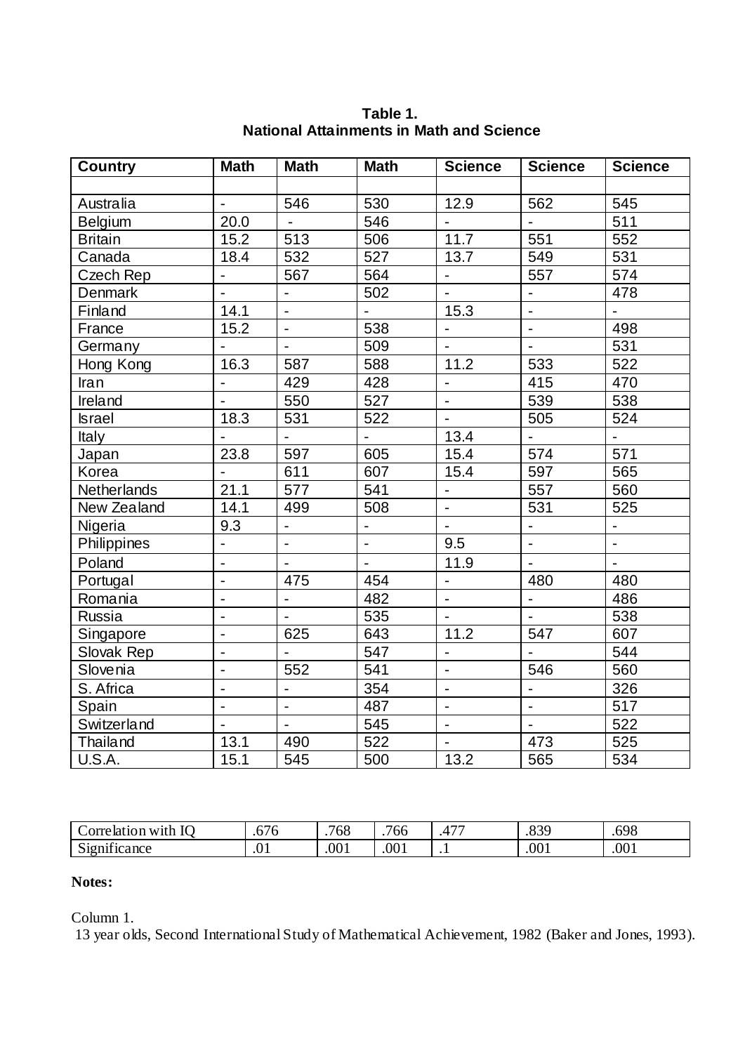**Table 1.**
**National Attainments in Math and Science**

| Country | Math | Math | Math | Science | Science | Science |
|---|---|---|---|---|---|---|
| | | | | | | |
| Australia | - | 546 | 530 | 12.9 | 562 | 545 |
| Belgium | 20.0 | - | 546 | - | - | 511 |
| Britain | 15.2 | 513 | 506 | 11.7 | 551 | 552 |
| Canada | 18.4 | 532 | 527 | 13.7 | 549 | 531 |
| Czech Rep | - | 567 | 564 | - | 557 | 574 |
| Denmark | - | - | 502 | - | - | 478 |
| Finland | 14.1 | - | - | 15.3 | - | - |
| France | 15.2 | - | 538 | - | - | 498 |
| Germany | - | - | 509 | - | - | 531 |
| Hong Kong | 16.3 | 587 | 588 | 11.2 | 533 | 522 |
| Iran | - | 429 | 428 | - | 415 | 470 |
| Ireland | - | 550 | 527 | - | 539 | 538 |
| Israel | 18.3 | 531 | 522 | - | 505 | 524 |
| Italy | - | - | - | 13.4 | - | - |
| Japan | 23.8 | 597 | 605 | 15.4 | 574 | 571 |
| Korea | - | 611 | 607 | 15.4 | 597 | 565 |
| Netherlands | 21.1 | 577 | 541 | - | 557 | 560 |
| New Zealand | 14.1 | 499 | 508 | - | 531 | 525 |
| Nigeria | 9.3 | - | - | - | - | - |
| Philippines | - | - | - | 9.5 | - | - |
| Poland | - | - | - | 11.9 | - | - |
| Portugal | - | 475 | 454 | - | 480 | 480 |
| Romania | - | - | 482 | - | - | 486 |
| Russia | - | - | 535 | - | - | 538 |
| Singapore | - | 625 | 643 | 11.2 | 547 | 607 |
| Slovak Rep | - | - | 547 | - | - | 544 |
| Slovenia | - | 552 | 541 | - | 546 | 560 |
| S. Africa | - | - | 354 | - | - | 326 |
| Spain | - | - | 487 | - | - | 517 |
| Switzerland | - | - | 545 | - | - | 522 |
| Thailand | 13.1 | 490 | 522 | - | 473 | 525 |
| U.S.A. | 15.1 | 545 | 500 | 13.2 | 565 | 534 |

| Correlation with IQ | .676 | .768 | .766 | .477 | .839 | .698 |
|---|---|---|---|---|---|---|
| Significance | .01 | .001 | .001 | .1 | .001 | .001 |

**Notes:**

Column 1.
13 year olds, Second International Study of Mathematical Achievement, 1982 (Baker and Jones, 1993).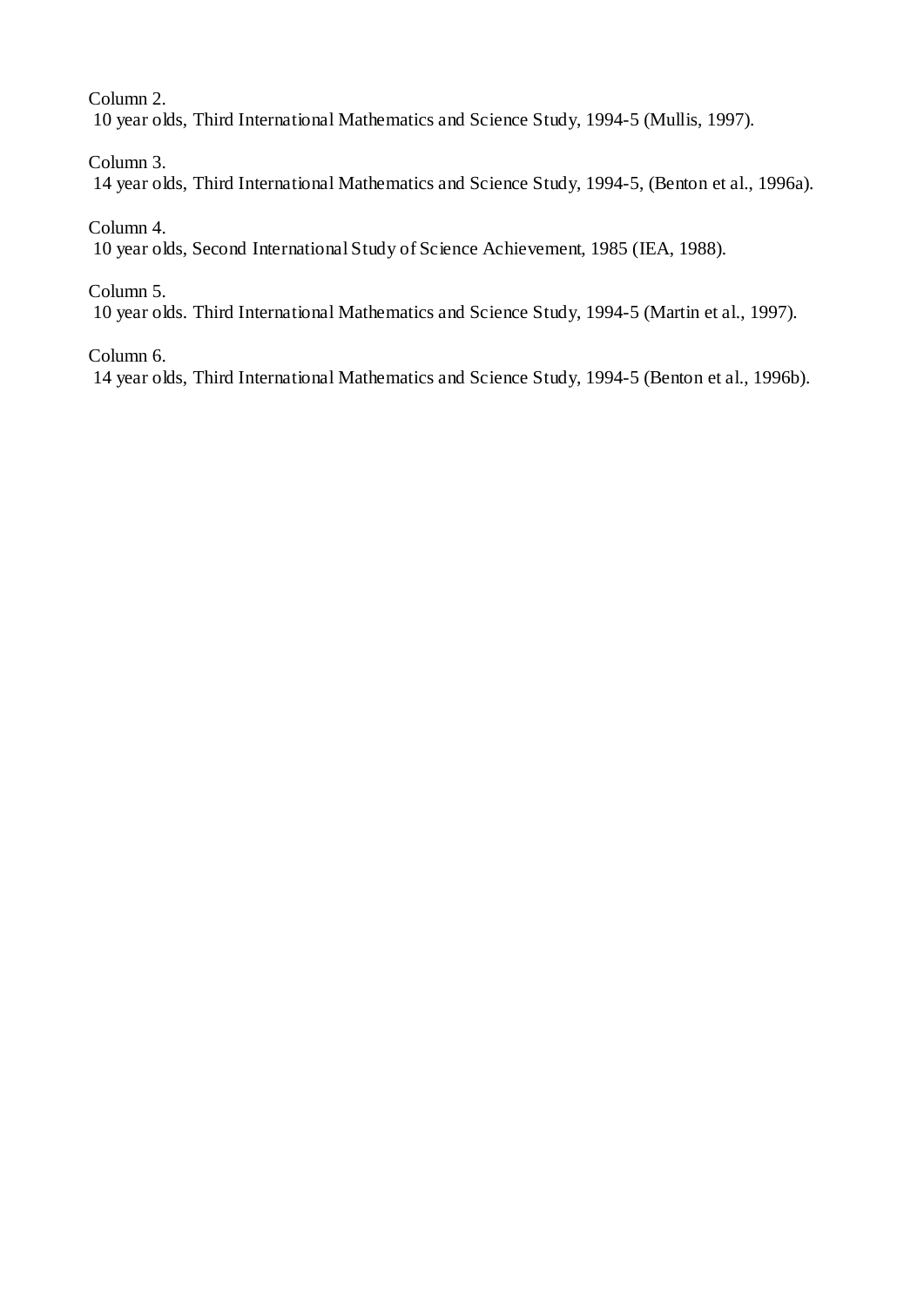Column 2.
10 year olds, Third International Mathematics and Science Study, 1994-5 (Mullis, 1997).

Column 3.
14 year olds, Third International Mathematics and Science Study, 1994-5, (Benton et al., 1996a).

Column 4.
10 year olds, Second International Study of Science Achievement, 1985 (IEA, 1988).

Column 5.
10 year olds. Third International Mathematics and Science Study, 1994-5 (Martin et al., 1997).

Column 6.
14 year olds, Third International Mathematics and Science Study, 1994-5 (Benton et al., 1996b).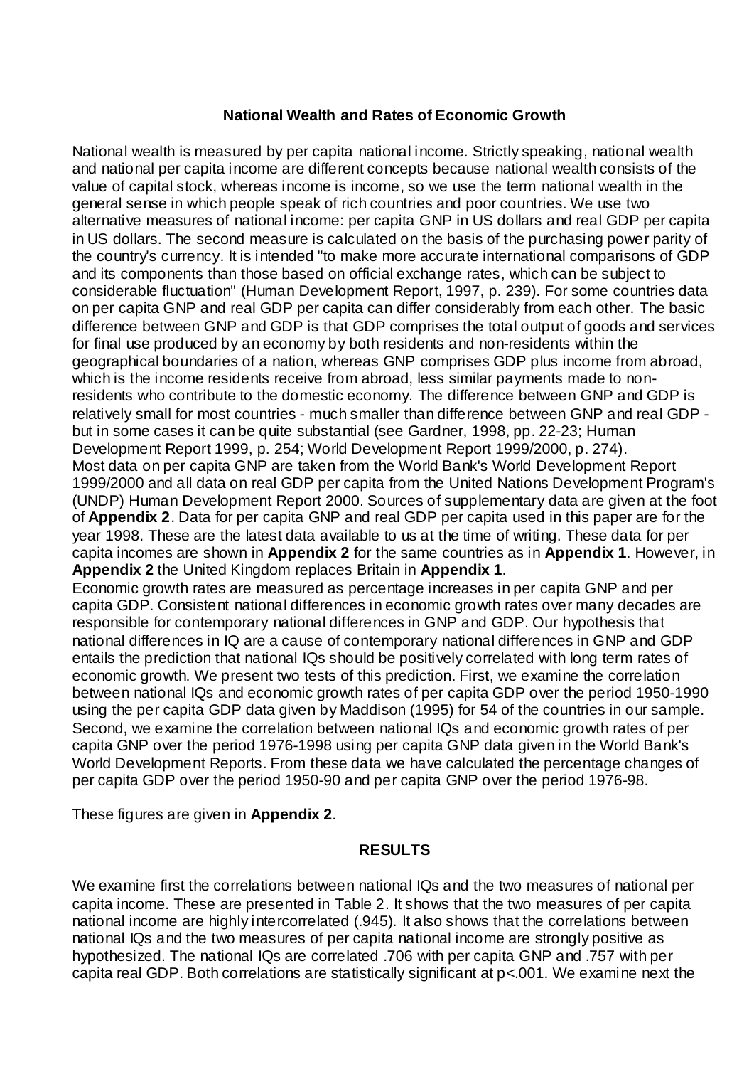### National Wealth and Rates of Economic Growth

National wealth is measured by per capita national income. Strictly speaking, national wealth and national per capita income are different concepts because national wealth consists of the value of capital stock, whereas income is income, so we use the term national wealth in the general sense in which people speak of rich countries and poor countries. We use two alternative measures of national income: per capita GNP in US dollars and real GDP per capita in US dollars. The second measure is calculated on the basis of the purchasing power parity of the country's currency. It is intended "to make more accurate international comparisons of GDP and its components than those based on official exchange rates, which can be subject to considerable fluctuation" (Human Development Report, 1997, p. 239). For some countries data on per capita GNP and real GDP per capita can differ considerably from each other. The basic difference between GNP and GDP is that GDP comprises the total output of goods and services for final use produced by an economy by both residents and non-residents within the geographical boundaries of a nation, whereas GNP comprises GDP plus income from abroad, which is the income residents receive from abroad, less similar payments made to non-residents who contribute to the domestic economy. The difference between GNP and GDP is relatively small for most countries - much smaller than difference between GNP and real GDP - but in some cases it can be quite substantial (see Gardner, 1998, pp. 22-23; Human Development Report 1999, p. 254; World Development Report 1999/2000, p. 274).

Most data on per capita GNP are taken from the World Bank's World Development Report 1999/2000 and all data on real GDP per capita from the United Nations Development Program's (UNDP) Human Development Report 2000. Sources of supplementary data are given at the foot of **Appendix 2**. Data for per capita GNP and real GDP per capita used in this paper are for the year 1998. These are the latest data available to us at the time of writing. These data for per capita incomes are shown in **Appendix 2** for the same countries as in **Appendix 1**. However, in **Appendix 2** the United Kingdom replaces Britain in **Appendix 1**.

Economic growth rates are measured as percentage increases in per capita GNP and per capita GDP. Consistent national differences in economic growth rates over many decades are responsible for contemporary national differences in GNP and GDP. Our hypothesis that national differences in IQ are a cause of contemporary national differences in GNP and GDP entails the prediction that national IQs should be positively correlated with long term rates of economic growth. We present two tests of this prediction. First, we examine the correlation between national IQs and economic growth rates of per capita GDP over the period 1950-1990 using the per capita GDP data given by Maddison (1995) for 54 of the countries in our sample. Second, we examine the correlation between national IQs and economic growth rates of per capita GNP over the period 1976-1998 using per capita GNP data given in the World Bank's World Development Reports. From these data we have calculated the percentage changes of per capita GDP over the period 1950-90 and per capita GNP over the period 1976-98.

These figures are given in **Appendix 2**.

## RESULTS

We examine first the correlations between national IQs and the two measures of national per capita income. These are presented in Table 2. It shows that the two measures of per capita national income are highly intercorrelated (.945). It also shows that the correlations between national IQs and the two measures of per capita national income are strongly positive as hypothesized. The national IQs are correlated .706 with per capita GNP and .757 with per capita real GDP. Both correlations are statistically significant at $p<.001$. We examine next the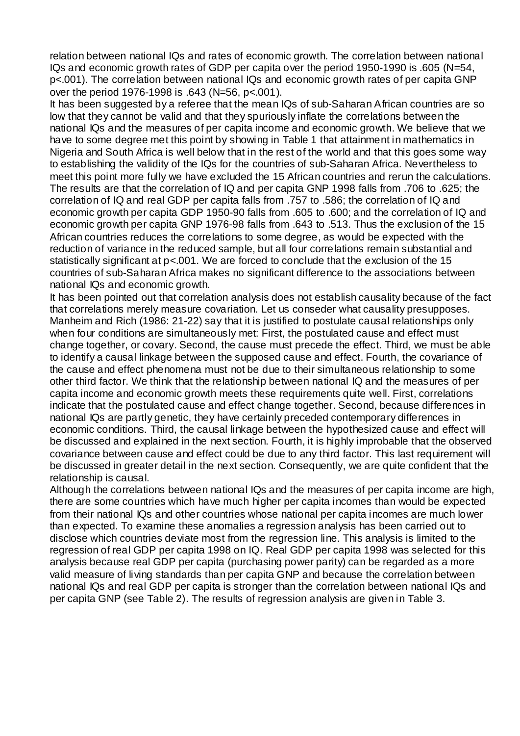relation between national IQs and rates of economic growth. The correlation between national IQs and economic growth rates of GDP per capita over the period 1950-1990 is .605 ($N=54$, $p<.001$). The correlation between national IQs and economic growth rates of per capita GNP over the period 1976-1998 is .643 ($N=56$, $p<.001$).

It has been suggested by a referee that the mean IQs of sub-Saharan African countries are so low that they cannot be valid and that they spuriously inflate the correlations between the national IQs and the measures of per capita income and economic growth. We believe that we have to some degree met this point by showing in Table 1 that attainment in mathematics in Nigeria and South Africa is well below that in the rest of the world and that this goes some way to establishing the validity of the IQs for the countries of sub-Saharan Africa. Nevertheless to meet this point more fully we have excluded the 15 African countries and rerun the calculations. The results are that the correlation of IQ and per capita GNP 1998 falls from .706 to .625; the correlation of IQ and real GDP per capita falls from .757 to .586; the correlation of IQ and economic growth per capita GDP 1950-90 falls from .605 to .600; and the correlation of IQ and economic growth per capita GNP 1976-98 falls from .643 to .513. Thus the exclusion of the 15 African countries reduces the correlations to some degree, as would be expected with the reduction of variance in the reduced sample, but all four correlations remain substantial and statistically significant at $p<.001$. We are forced to conclude that the exclusion of the 15 countries of sub-Saharan Africa makes no significant difference to the associations between national IQs and economic growth.

It has been pointed out that correlation analysis does not establish causality because of the fact that correlations merely measure covariation. Let us conseder what causality presupposes. Manheim and Rich (1986: 21-22) say that it is justified to postulate causal relationships only when four conditions are simultaneously met: First, the postulated cause and effect must change together, or covary. Second, the cause must precede the effect. Third, we must be able to identify a causal linkage between the supposed cause and effect. Fourth, the covariance of the cause and effect phenomena must not be due to their simultaneous relationship to some other third factor. We think that the relationship between national IQ and the measures of per capita income and economic growth meets these requirements quite well. First, correlations indicate that the postulated cause and effect change together. Second, because differences in national IQs are partly genetic, they have certainly preceded contemporary differences in economic conditions. Third, the causal linkage between the hypothesized cause and effect will be discussed and explained in the next section. Fourth, it is highly improbable that the observed covariance between cause and effect could be due to any third factor. This last requirement will be discussed in greater detail in the next section. Consequently, we are quite confident that the relationship is causal.

Although the correlations between national IQs and the measures of per capita income are high, there are some countries which have much higher per capita incomes than would be expected from their national IQs and other countries whose national per capita incomes are much lower than expected. To examine these anomalies a regression analysis has been carried out to disclose which countries deviate most from the regression line. This analysis is limited to the regression of real GDP per capita 1998 on IQ. Real GDP per capita 1998 was selected for this analysis because real GDP per capita (purchasing power parity) can be regarded as a more valid measure of living standards than per capita GNP and because the correlation between national IQs and real GDP per capita is stronger than the correlation between national IQs and per capita GNP (see Table 2). The results of regression analysis are given in Table 3.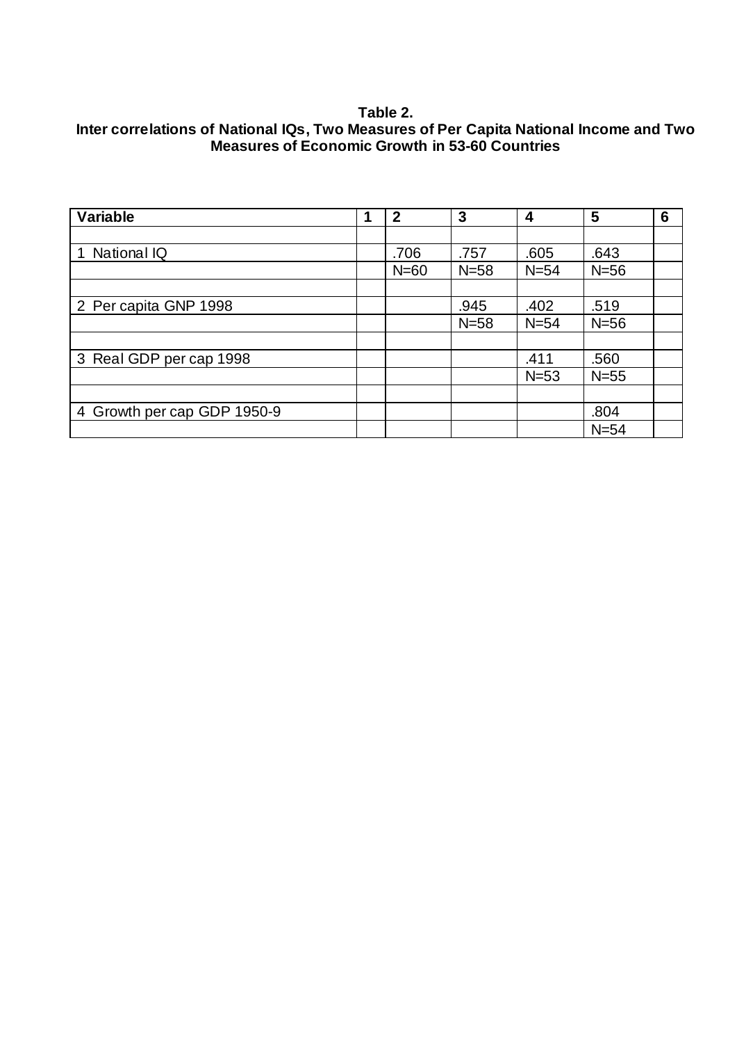**Table 2.**
**Inter correlations of National IQs, Two Measures of Per Capita National Income and Two Measures of Economic Growth in 53-60 Countries**

| Variable | 1 | 2 | 3 | 4 | 5 | 6 |
|---|---|---|---|---|---|---|
| | | | | | | |
| 1 National IQ | | .706 | .757 | .605 | .643 | |
| | | N=60 | N=58 | N=54 | N=56 | |
| | | | | | | |
| 2 Per capita GNP 1998 | | | .945 | .402 | .519 | |
| | | | N=58 | N=54 | N=56 | |
| | | | | | | |
| 3 Real GDP per cap 1998 | | | | .411 | .560 | |
| | | | | N=53 | N=55 | |
| | | | | | | |
| 4 Growth per cap GDP 1950-9 | | | | | .804 | |
| | | | | | N=54 | |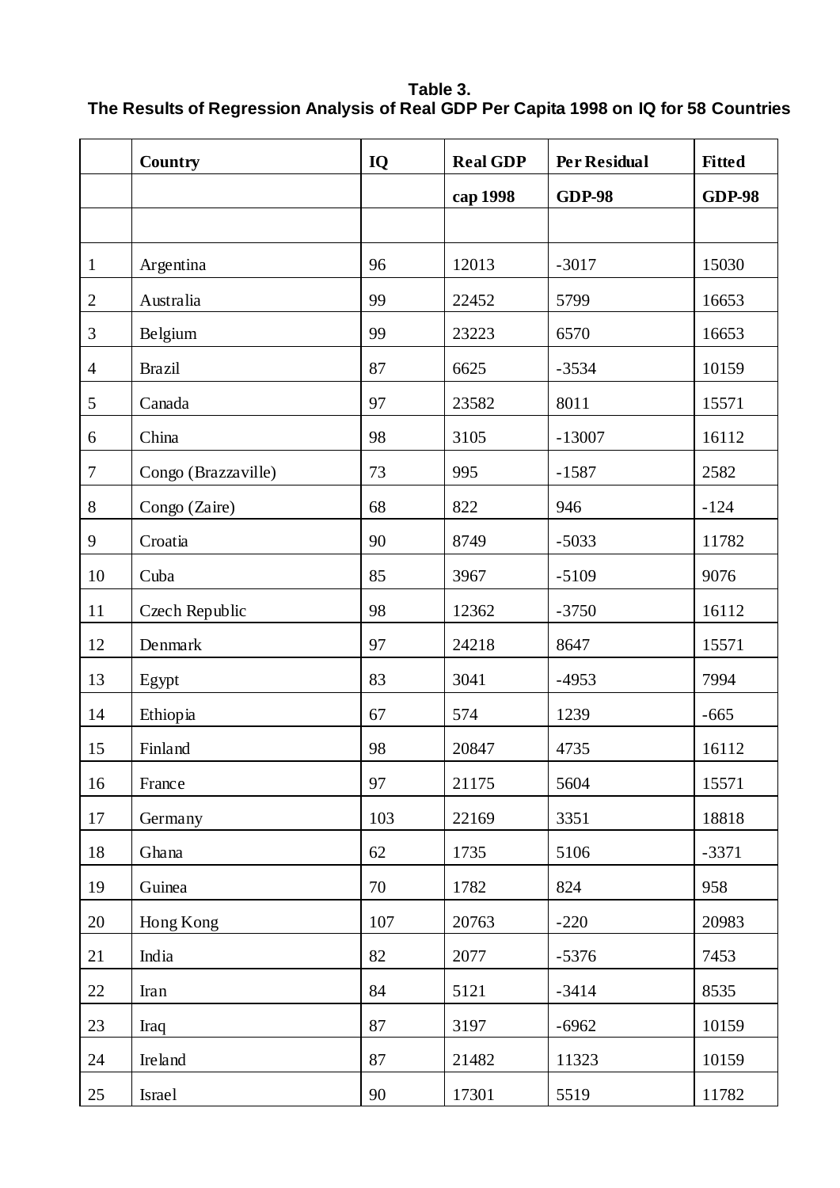**Table 3.**
**The Results of Regression Analysis of Real GDP Per Capita 1998 on IQ for 58 Countries**

| | Country | IQ | Real GDP cap 1998 | Per Residual GDP-98 | Fitted GDP-98 |
|---|---|---|---|---|---|
| | | | | | |
| 1 | Argentina | 96 | 12013 | -3017 | 15030 |
| 2 | Australia | 99 | 22452 | 5799 | 16653 |
| 3 | Belgium | 99 | 23223 | 6570 | 16653 |
| 4 | Brazil | 87 | 6625 | -3534 | 10159 |
| 5 | Canada | 97 | 23582 | 8011 | 15571 |
| 6 | China | 98 | 3105 | -13007 | 16112 |
| 7 | Congo (Brazzaville) | 73 | 995 | -1587 | 2582 |
| 8 | Congo (Zaire) | 68 | 822 | 946 | -124 |
| 9 | Croatia | 90 | 8749 | -5033 | 11782 |
| 10 | Cuba | 85 | 3967 | -5109 | 9076 |
| 11 | Czech Republic | 98 | 12362 | -3750 | 16112 |
| 12 | Denmark | 97 | 24218 | 8647 | 15571 |
| 13 | Egypt | 83 | 3041 | -4953 | 7994 |
| 14 | Ethiopia | 67 | 574 | 1239 | -665 |
| 15 | Finland | 98 | 20847 | 4735 | 16112 |
| 16 | France | 97 | 21175 | 5604 | 15571 |
| 17 | Germany | 103 | 22169 | 3351 | 18818 |
| 18 | Ghana | 62 | 1735 | 5106 | -3371 |
| 19 | Guinea | 70 | 1782 | 824 | 958 |
| 20 | Hong Kong | 107 | 20763 | -220 | 20983 |
| 21 | India | 82 | 2077 | -5376 | 7453 |
| 22 | Iran | 84 | 5121 | -3414 | 8535 |
| 23 | Iraq | 87 | 3197 | -6962 | 10159 |
| 24 | Ireland | 87 | 21482 | 11323 | 10159 |
| 25 | Israel | 90 | 17301 | 5519 | 11782 |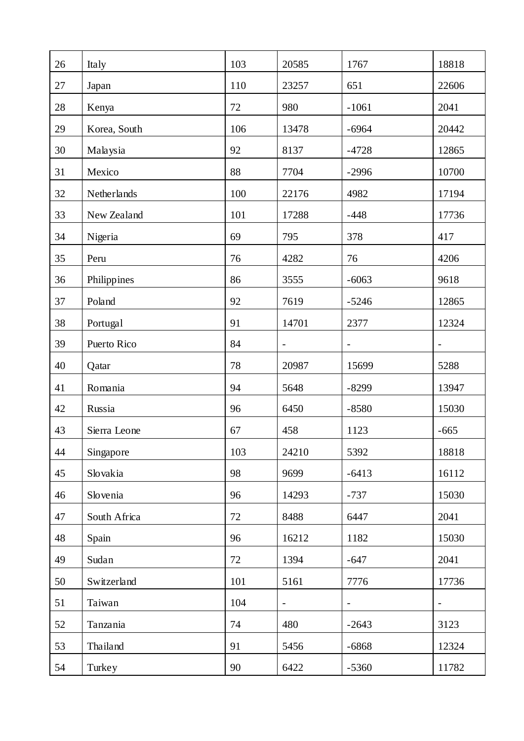| 26 | Italy | 103 | 20585 | 1767 | 18818 |
|---|---|---|---|---|---|
| 27 | Japan | 110 | 23257 | 651 | 22606 |
| 28 | Kenya | 72 | 980 | -1061 | 2041 |
| 29 | Korea, South | 106 | 13478 | -6964 | 20442 |
| 30 | Malaysia | 92 | 8137 | -4728 | 12865 |
| 31 | Mexico | 88 | 7704 | -2996 | 10700 |
| 32 | Netherlands | 100 | 22176 | 4982 | 17194 |
| 33 | New Zealand | 101 | 17288 | -448 | 17736 |
| 34 | Nigeria | 69 | 795 | 378 | 417 |
| 35 | Peru | 76 | 4282 | 76 | 4206 |
| 36 | Philippines | 86 | 3555 | -6063 | 9618 |
| 37 | Poland | 92 | 7619 | -5246 | 12865 |
| 38 | Portugal | 91 | 14701 | 2377 | 12324 |
| 39 | Puerto Rico | 84 | - | - | - |
| 40 | Qatar | 78 | 20987 | 15699 | 5288 |
| 41 | Romania | 94 | 5648 | -8299 | 13947 |
| 42 | Russia | 96 | 6450 | -8580 | 15030 |
| 43 | Sierra Leone | 67 | 458 | 1123 | -665 |
| 44 | Singapore | 103 | 24210 | 5392 | 18818 |
| 45 | Slovakia | 98 | 9699 | -6413 | 16112 |
| 46 | Slovenia | 96 | 14293 | -737 | 15030 |
| 47 | South Africa | 72 | 8488 | 6447 | 2041 |
| 48 | Spain | 96 | 16212 | 1182 | 15030 |
| 49 | Sudan | 72 | 1394 | -647 | 2041 |
| 50 | Switzerland | 101 | 5161 | 7776 | 17736 |
| 51 | Taiwan | 104 | - | - | - |
| 52 | Tanzania | 74 | 480 | -2643 | 3123 |
| 53 | Thailand | 91 | 5456 | -6868 | 12324 |
| 54 | Turkey | 90 | 6422 | -5360 | 11782 |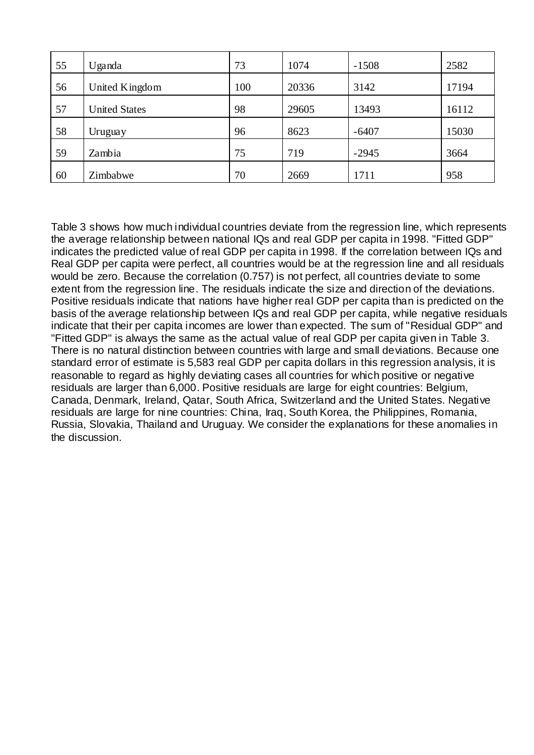| | | | | | |
|---|---|---|---|---|---|
| 55 | Uganda | 73 | 1074 | -1508 | 2582 |
| 56 | United Kingdom | 100 | 20336 | 3142 | 17194 |
| 57 | United States | 98 | 29605 | 13493 | 16112 |
| 58 | Uruguay | 96 | 8623 | -6407 | 15030 |
| 59 | Zambia | 75 | 719 | -2945 | 3664 |
| 60 | Zimbabwe | 70 | 2669 | 1711 | 958 |

Table 3 shows how much individual countries deviate from the regression line, which represents the average relationship between national IQs and real GDP per capita in 1998. "Fitted GDP" indicates the predicted value of real GDP per capita in 1998. If the correlation between IQs and Real GDP per capita were perfect, all countries would be at the regression line and all residuals would be zero. Because the correlation (0.757) is not perfect, all countries deviate to some extent from the regression line. The residuals indicate the size and direction of the deviations. Positive residuals indicate that nations have higher real GDP per capita than is predicted on the basis of the average relationship between IQs and real GDP per capita, while negative residuals indicate that their per capita incomes are lower than expected. The sum of "Residual GDP" and "Fitted GDP" is always the same as the actual value of real GDP per capita given in Table 3. There is no natural distinction between countries with large and small deviations. Because one standard error of estimate is 5,583 real GDP per capita dollars in this regression analysis, it is reasonable to regard as highly deviating cases all countries for which positive or negative residuals are larger than 6,000. Positive residuals are large for eight countries: Belgium, Canada, Denmark, Ireland, Qatar, South Africa, Switzerland and the United States. Negative residuals are large for nine countries: China, Iraq, South Korea, the Philippines, Romania, Russia, Slovakia, Thailand and Uruguay. We consider the explanations for these anomalies in the discussion.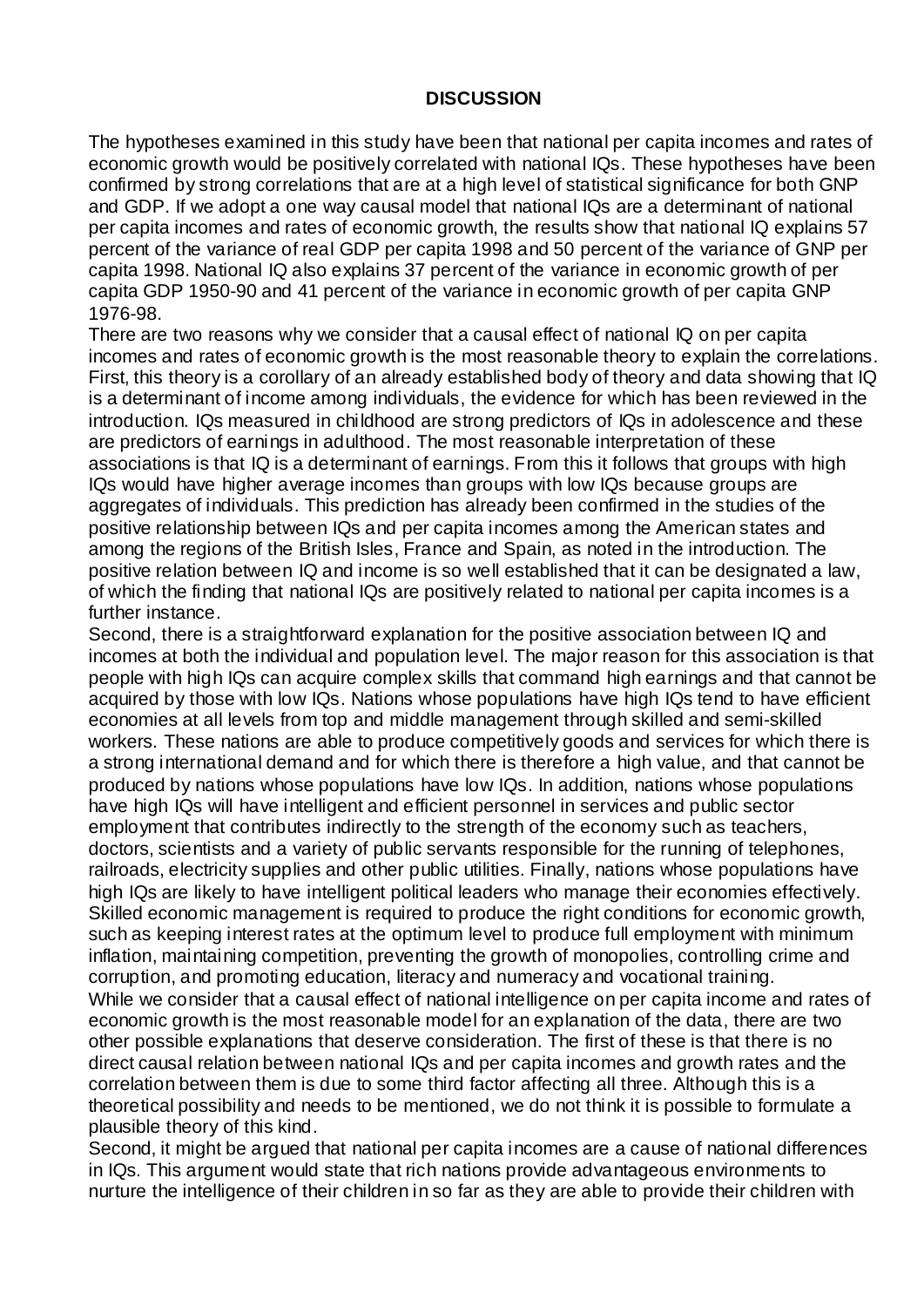## DISCUSSION

The hypotheses examined in this study have been that national per capita incomes and rates of economic growth would be positively correlated with national IQs. These hypotheses have been confirmed by strong correlations that are at a high level of statistical significance for both GNP and GDP. If we adopt a one way causal model that national IQs are a determinant of national per capita incomes and rates of economic growth, the results show that national IQ explains 57 percent of the variance of real GDP per capita 1998 and 50 percent of the variance of GNP per capita 1998. National IQ also explains 37 percent of the variance in economic growth of per capita GDP 1950-90 and 41 percent of the variance in economic growth of per capita GNP 1976-98.

There are two reasons why we consider that a causal effect of national IQ on per capita incomes and rates of economic growth is the most reasonable theory to explain the correlations. First, this theory is a corollary of an already established body of theory and data showing that IQ is a determinant of income among individuals, the evidence for which has been reviewed in the introduction. IQs measured in childhood are strong predictors of IQs in adolescence and these are predictors of earnings in adulthood. The most reasonable interpretation of these associations is that IQ is a determinant of earnings. From this it follows that groups with high IQs would have higher average incomes than groups with low IQs because groups are aggregates of individuals. This prediction has already been confirmed in the studies of the positive relationship between IQs and per capita incomes among the American states and among the regions of the British Isles, France and Spain, as noted in the introduction. The positive relation between IQ and income is so well established that it can be designated a law, of which the finding that national IQs are positively related to national per capita incomes is a further instance.

Second, there is a straightforward explanation for the positive association between IQ and incomes at both the individual and population level. The major reason for this association is that people with high IQs can acquire complex skills that command high earnings and that cannot be acquired by those with low IQs. Nations whose populations have high IQs tend to have efficient economies at all levels from top and middle management through skilled and semi-skilled workers. These nations are able to produce competitively goods and services for which there is a strong international demand and for which there is therefore a high value, and that cannot be produced by nations whose populations have low IQs. In addition, nations whose populations have high IQs will have intelligent and efficient personnel in services and public sector employment that contributes indirectly to the strength of the economy such as teachers, doctors, scientists and a variety of public servants responsible for the running of telephones, railroads, electricity supplies and other public utilities. Finally, nations whose populations have high IQs are likely to have intelligent political leaders who manage their economies effectively. Skilled economic management is required to produce the right conditions for economic growth, such as keeping interest rates at the optimum level to produce full employment with minimum inflation, maintaining competition, preventing the growth of monopolies, controlling crime and corruption, and promoting education, literacy and numeracy and vocational training.

While we consider that a causal effect of national intelligence on per capita income and rates of economic growth is the most reasonable model for an explanation of the data, there are two other possible explanations that deserve consideration. The first of these is that there is no direct causal relation between national IQs and per capita incomes and growth rates and the correlation between them is due to some third factor affecting all three. Although this is a theoretical possibility and needs to be mentioned, we do not think it is possible to formulate a plausible theory of this kind.

Second, it might be argued that national per capita incomes are a cause of national differences in IQs. This argument would state that rich nations provide advantageous environments to nurture the intelligence of their children in so far as they are able to provide their children with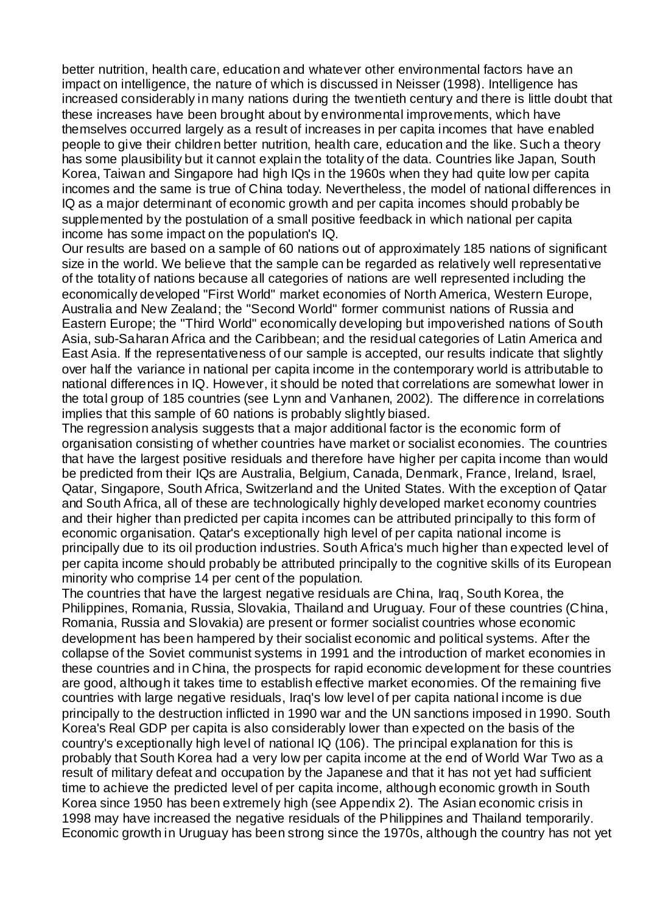better nutrition, health care, education and whatever other environmental factors have an impact on intelligence, the nature of which is discussed in Neisser (1998). Intelligence has increased considerably in many nations during the twentieth century and there is little doubt that these increases have been brought about by environmental improvements, which have themselves occurred largely as a result of increases in per capita incomes that have enabled people to give their children better nutrition, health care, education and the like. Such a theory has some plausibility but it cannot explain the totality of the data. Countries like Japan, South Korea, Taiwan and Singapore had high IQs in the 1960s when they had quite low per capita incomes and the same is true of China today. Nevertheless, the model of national differences in IQ as a major determinant of economic growth and per capita incomes should probably be supplemented by the postulation of a small positive feedback in which national per capita income has some impact on the population's IQ.

Our results are based on a sample of 60 nations out of approximately 185 nations of significant size in the world. We believe that the sample can be regarded as relatively well representative of the totality of nations because all categories of nations are well represented including the economically developed "First World" market economies of North America, Western Europe, Australia and New Zealand; the "Second World" former communist nations of Russia and Eastern Europe; the "Third World" economically developing but impoverished nations of South Asia, sub-Saharan Africa and the Caribbean; and the residual categories of Latin America and East Asia. If the representativeness of our sample is accepted, our results indicate that slightly over half the variance in national per capita income in the contemporary world is attributable to national differences in IQ. However, it should be noted that correlations are somewhat lower in the total group of 185 countries (see Lynn and Vanhanen, 2002). The difference in correlations implies that this sample of 60 nations is probably slightly biased.

The regression analysis suggests that a major additional factor is the economic form of organisation consisting of whether countries have market or socialist economies. The countries that have the largest positive residuals and therefore have higher per capita income than would be predicted from their IQs are Australia, Belgium, Canada, Denmark, France, Ireland, Israel, Qatar, Singapore, South Africa, Switzerland and the United States. With the exception of Qatar and South Africa, all of these are technologically highly developed market economy countries and their higher than predicted per capita incomes can be attributed principally to this form of economic organisation. Qatar's exceptionally high level of per capita national income is principally due to its oil production industries. South Africa's much higher than expected level of per capita income should probably be attributed principally to the cognitive skills of its European minority who comprise 14 per cent of the population.

The countries that have the largest negative residuals are China, Iraq, South Korea, the Philippines, Romania, Russia, Slovakia, Thailand and Uruguay. Four of these countries (China, Romania, Russia and Slovakia) are present or former socialist countries whose economic development has been hampered by their socialist economic and political systems. After the collapse of the Soviet communist systems in 1991 and the introduction of market economies in these countries and in China, the prospects for rapid economic development for these countries are good, although it takes time to establish effective market economies. Of the remaining five countries with large negative residuals, Iraq's low level of per capita national income is due principally to the destruction inflicted in 1990 war and the UN sanctions imposed in 1990. South Korea's Real GDP per capita is also considerably lower than expected on the basis of the country's exceptionally high level of national IQ (106). The principal explanation for this is probably that South Korea had a very low per capita income at the end of World War Two as a result of military defeat and occupation by the Japanese and that it has not yet had sufficient time to achieve the predicted level of per capita income, although economic growth in South Korea since 1950 has been extremely high (see Appendix 2). The Asian economic crisis in 1998 may have increased the negative residuals of the Philippines and Thailand temporarily. Economic growth in Uruguay has been strong since the 1970s, although the country has not yet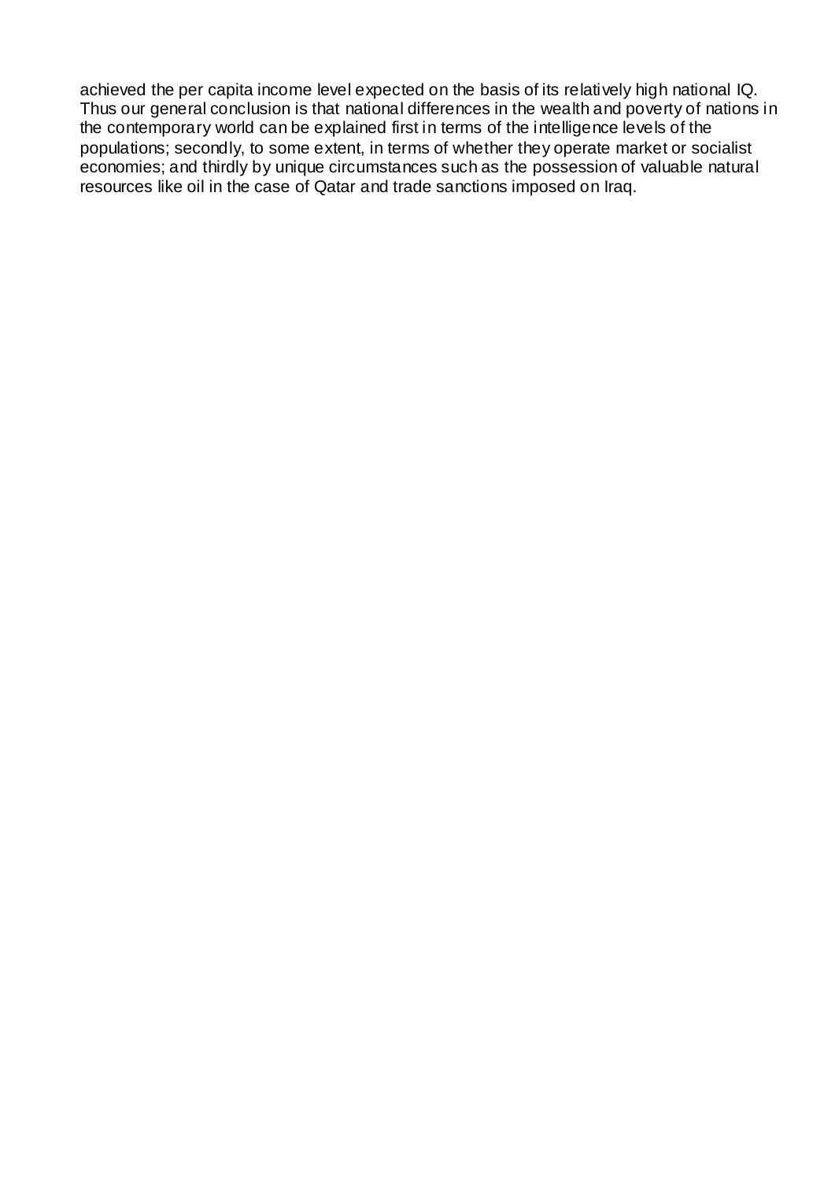achieved the per capita income level expected on the basis of its relatively high national IQ. Thus our general conclusion is that national differences in the wealth and poverty of nations in the contemporary world can be explained first in terms of the intelligence levels of the populations; secondly, to some extent, in terms of whether they operate market or socialist economies; and thirdly by unique circumstances such as the possession of valuable natural resources like oil in the case of Qatar and trade sanctions imposed on Iraq.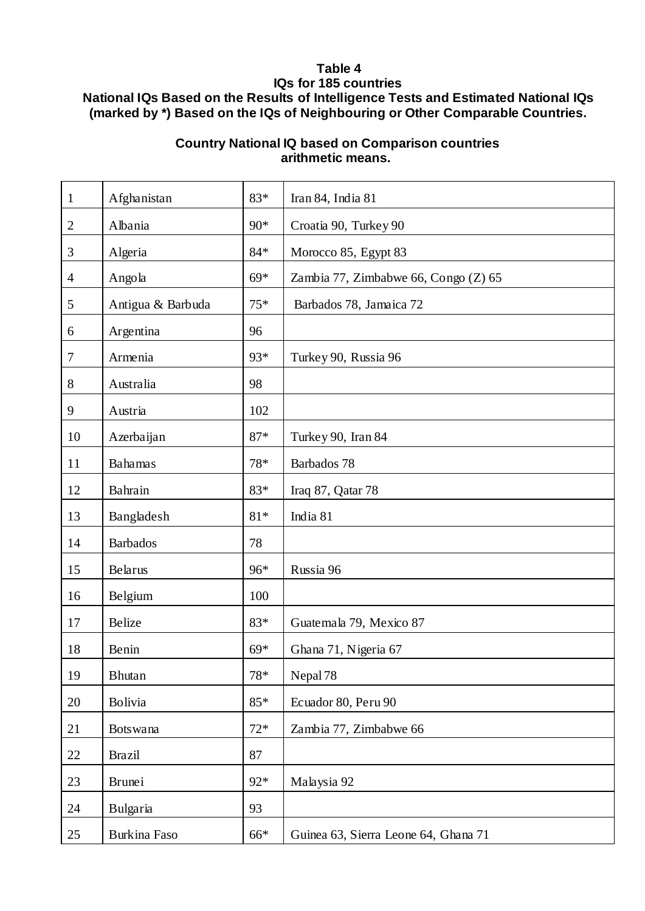**Table 4**
**IQs for 185 countries**
**National IQs Based on the Results of Intelligence Tests and Estimated National IQs (marked by *) Based on the IQs of Neighbouring or Other Comparable Countries.**

**Country National IQ based on Comparison countries arithmetic means.**

| | | | |
|---|---|---|---|
| 1 | Afghanistan | 83* | Iran 84, India 81 |
| 2 | Albania | 90* | Croatia 90, Turkey 90 |
| 3 | Algeria | 84* | Morocco 85, Egypt 83 |
| 4 | Angola | 69* | Zambia 77, Zimbabwe 66, Congo (Z) 65 |
| 5 | Antigua & Barbuda | 75* | Barbados 78, Jamaica 72 |
| 6 | Argentina | 96 | |
| 7 | Armenia | 93* | Turkey 90, Russia 96 |
| 8 | Australia | 98 | |
| 9 | Austria | 102 | |
| 10 | Azerbaijan | 87* | Turkey 90, Iran 84 |
| 11 | Bahamas | 78* | Barbados 78 |
| 12 | Bahrain | 83* | Iraq 87, Qatar 78 |
| 13 | Bangladesh | 81* | India 81 |
| 14 | Barbados | 78 | |
| 15 | Belarus | 96* | Russia 96 |
| 16 | Belgium | 100 | |
| 17 | Belize | 83* | Guatemala 79, Mexico 87 |
| 18 | Benin | 69* | Ghana 71, Nigeria 67 |
| 19 | Bhutan | 78* | Nepal 78 |
| 20 | Bolivia | 85* | Ecuador 80, Peru 90 |
| 21 | Botswana | 72* | Zambia 77, Zimbabwe 66 |
| 22 | Brazil | 87 | |
| 23 | Brunei | 92* | Malaysia 92 |
| 24 | Bulgaria | 93 | |
| 25 | Burkina Faso | 66* | Guinea 63, Sierra Leone 64, Ghana 71 |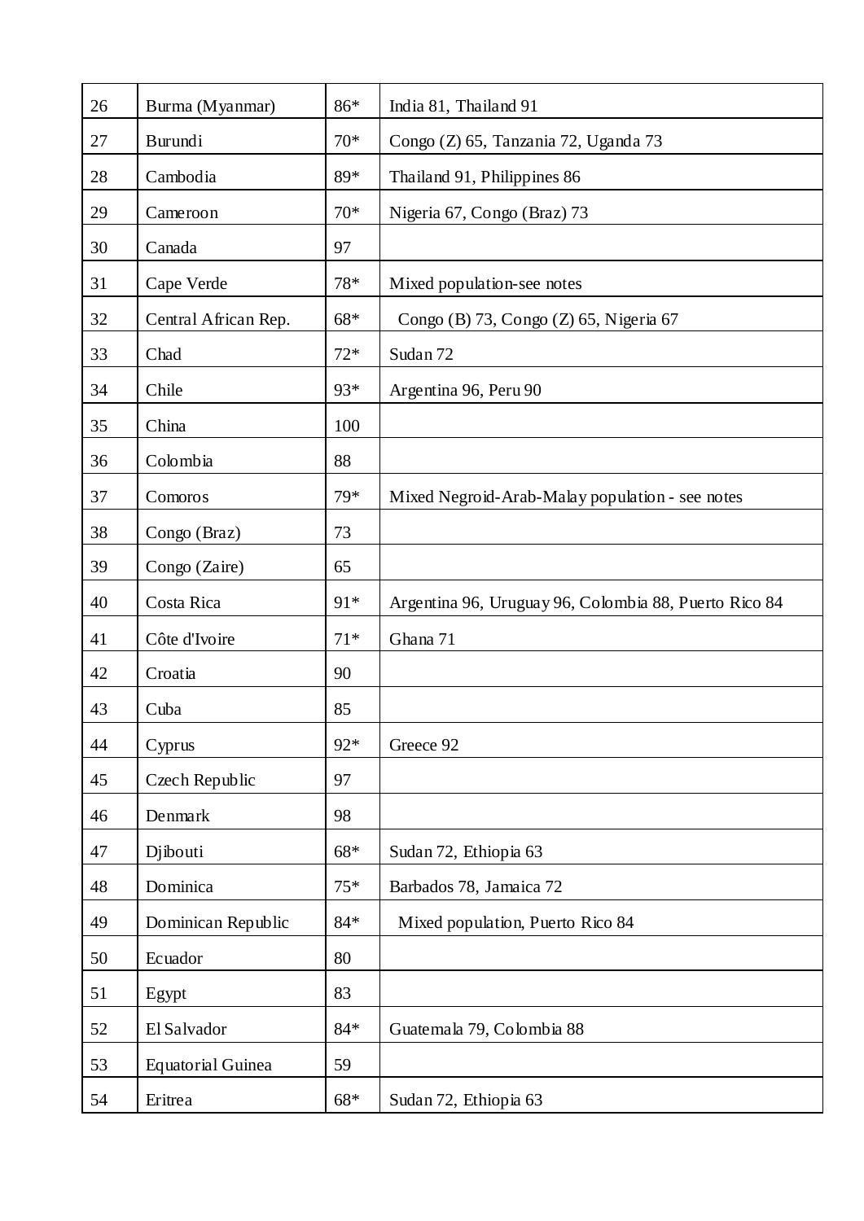| 26 | Burma (Myanmar) | 86* | India 81, Thailand 91 |
|---|---|---|---|
| 27 | Burundi | 70* | Congo (Z) 65, Tanzania 72, Uganda 73 |
| 28 | Cambodia | 89* | Thailand 91, Philippines 86 |
| 29 | Cameroon | 70* | Nigeria 67, Congo (Braz) 73 |
| 30 | Canada | 97 | |
| 31 | Cape Verde | 78* | Mixed population-see notes |
| 32 | Central African Rep. | 68* | Congo (B) 73, Congo (Z) 65, Nigeria 67 |
| 33 | Chad | 72* | Sudan 72 |
| 34 | Chile | 93* | Argentina 96, Peru 90 |
| 35 | China | 100 | |
| 36 | Colombia | 88 | |
| 37 | Comoros | 79* | Mixed Negroid-Arab-Malay population - see notes |
| 38 | Congo (Braz) | 73 | |
| 39 | Congo (Zaire) | 65 | |
| 40 | Costa Rica | 91* | Argentina 96, Uruguay 96, Colombia 88, Puerto Rico 84 |
| 41 | Côte d'Ivoire | 71* | Ghana 71 |
| 42 | Croatia | 90 | |
| 43 | Cuba | 85 | |
| 44 | Cyprus | 92* | Greece 92 |
| 45 | Czech Republic | 97 | |
| 46 | Denmark | 98 | |
| 47 | Djibouti | 68* | Sudan 72, Ethiopia 63 |
| 48 | Dominica | 75* | Barbados 78, Jamaica 72 |
| 49 | Dominican Republic | 84* | Mixed population, Puerto Rico 84 |
| 50 | Ecuador | 80 | |
| 51 | Egypt | 83 | |
| 52 | El Salvador | 84* | Guatemala 79, Colombia 88 |
| 53 | Equatorial Guinea | 59 | |
| 54 | Eritrea | 68* | Sudan 72, Ethiopia 63 |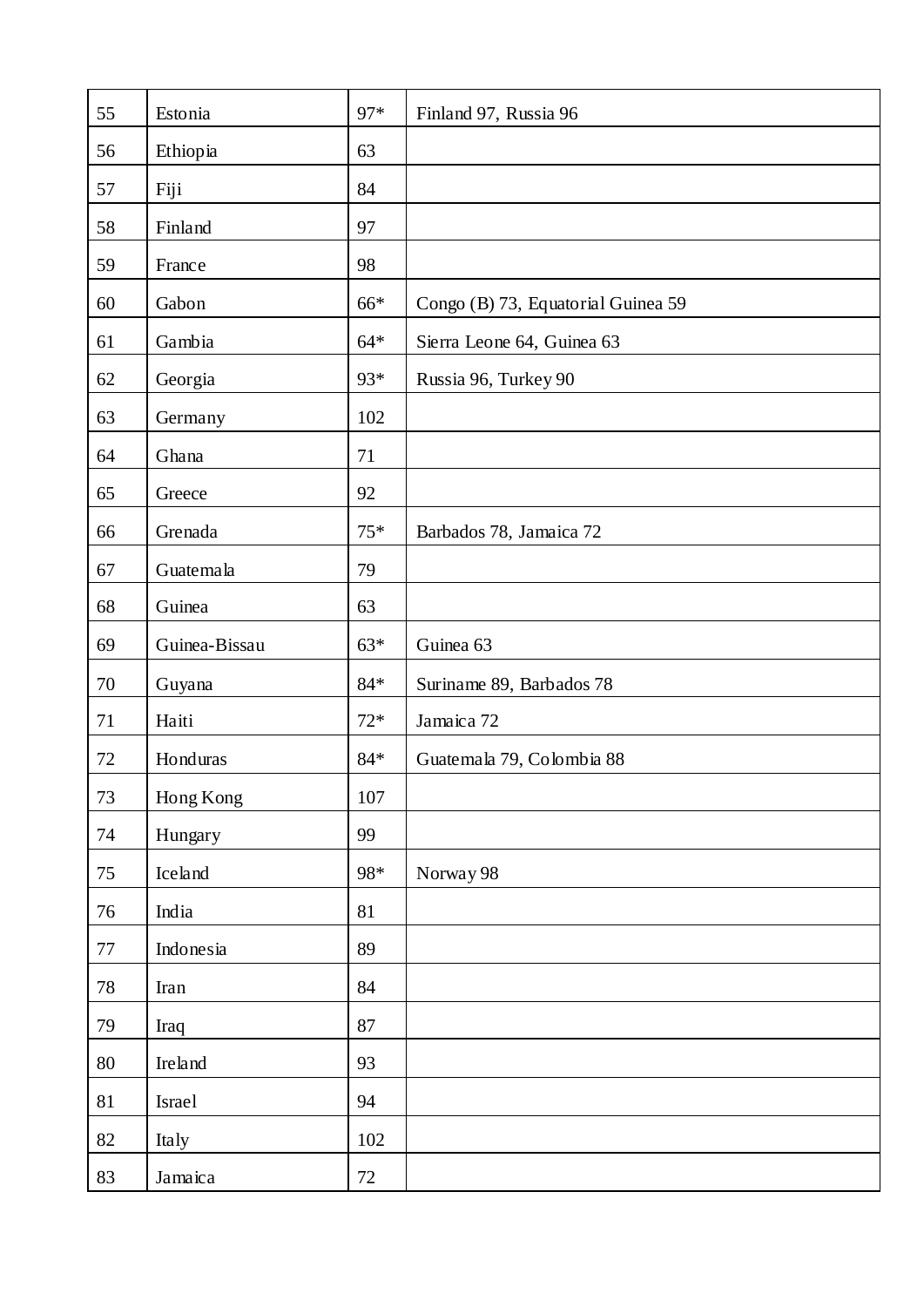| 55 | Estonia | 97* | Finland 97, Russia 96 |
|---|---|---|---|
| 56 | Ethiopia | 63 | |
| 57 | Fiji | 84 | |
| 58 | Finland | 97 | |
| 59 | France | 98 | |
| 60 | Gabon | 66* | Congo (B) 73, Equatorial Guinea 59 |
| 61 | Gambia | 64* | Sierra Leone 64, Guinea 63 |
| 62 | Georgia | 93* | Russia 96, Turkey 90 |
| 63 | Germany | 102 | |
| 64 | Ghana | 71 | |
| 65 | Greece | 92 | |
| 66 | Grenada | 75* | Barbados 78, Jamaica 72 |
| 67 | Guatemala | 79 | |
| 68 | Guinea | 63 | |
| 69 | Guinea-Bissau | 63* | Guinea 63 |
| 70 | Guyana | 84* | Suriname 89, Barbados 78 |
| 71 | Haiti | 72* | Jamaica 72 |
| 72 | Honduras | 84* | Guatemala 79, Colombia 88 |
| 73 | Hong Kong | 107 | |
| 74 | Hungary | 99 | |
| 75 | Iceland | 98* | Norway 98 |
| 76 | India | 81 | |
| 77 | Indonesia | 89 | |
| 78 | Iran | 84 | |
| 79 | Iraq | 87 | |
| 80 | Ireland | 93 | |
| 81 | Israel | 94 | |
| 82 | Italy | 102 | |
| 83 | Jamaica | 72 | |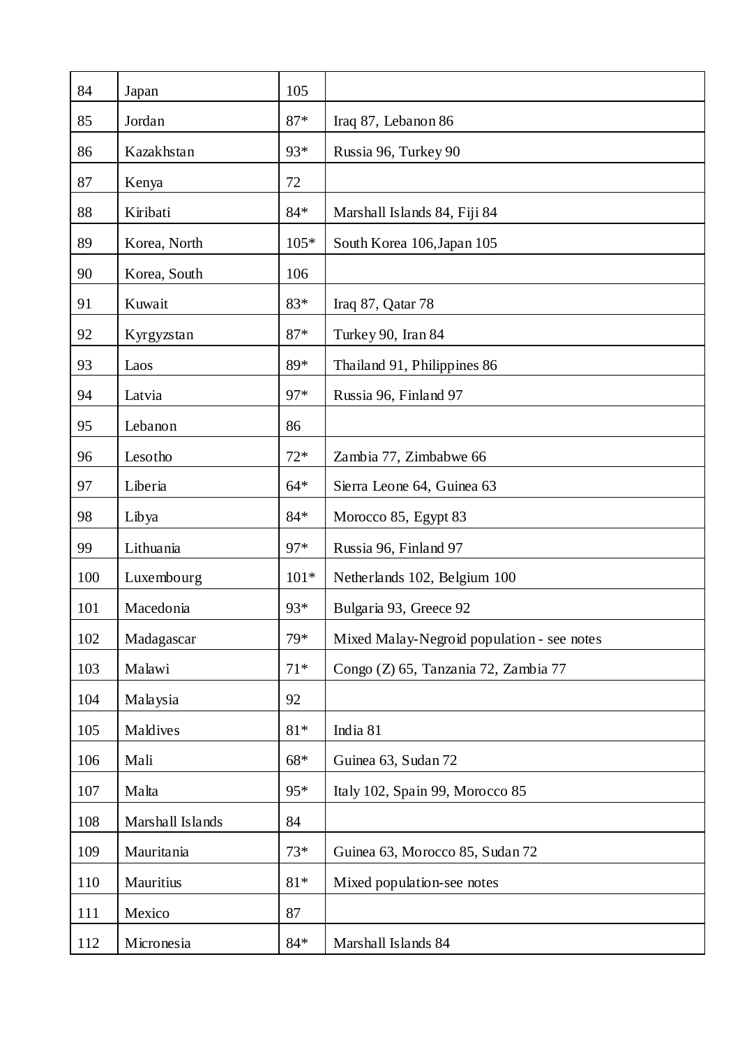| | | | |
|---|---|---|---|
| 84 | Japan | 105 | |
| 85 | Jordan | 87* | Iraq 87, Lebanon 86 |
| 86 | Kazakhstan | 93* | Russia 96, Turkey 90 |
| 87 | Kenya | 72 | |
| 88 | Kiribati | 84* | Marshall Islands 84, Fiji 84 |
| 89 | Korea, North | 105* | South Korea 106,Japan 105 |
| 90 | Korea, South | 106 | |
| 91 | Kuwait | 83* | Iraq 87, Qatar 78 |
| 92 | Kyrgyzstan | 87* | Turkey 90, Iran 84 |
| 93 | Laos | 89* | Thailand 91, Philippines 86 |
| 94 | Latvia | 97* | Russia 96, Finland 97 |
| 95 | Lebanon | 86 | |
| 96 | Lesotho | 72* | Zambia 77, Zimbabwe 66 |
| 97 | Liberia | 64* | Sierra Leone 64, Guinea 63 |
| 98 | Libya | 84* | Morocco 85, Egypt 83 |
| 99 | Lithuania | 97* | Russia 96, Finland 97 |
| 100 | Luxembourg | 101* | Netherlands 102, Belgium 100 |
| 101 | Macedonia | 93* | Bulgaria 93, Greece 92 |
| 102 | Madagascar | 79* | Mixed Malay-Negroid population - see notes |
| 103 | Malawi | 71* | Congo (Z) 65, Tanzania 72, Zambia 77 |
| 104 | Malaysia | 92 | |
| 105 | Maldives | 81* | India 81 |
| 106 | Mali | 68* | Guinea 63, Sudan 72 |
| 107 | Malta | 95* | Italy 102, Spain 99, Morocco 85 |
| 108 | Marshall Islands | 84 | |
| 109 | Mauritania | 73* | Guinea 63, Morocco 85, Sudan 72 |
| 110 | Mauritius | 81* | Mixed population-see notes |
| 111 | Mexico | 87 | |
| 112 | Micronesia | 84* | Marshall Islands 84 |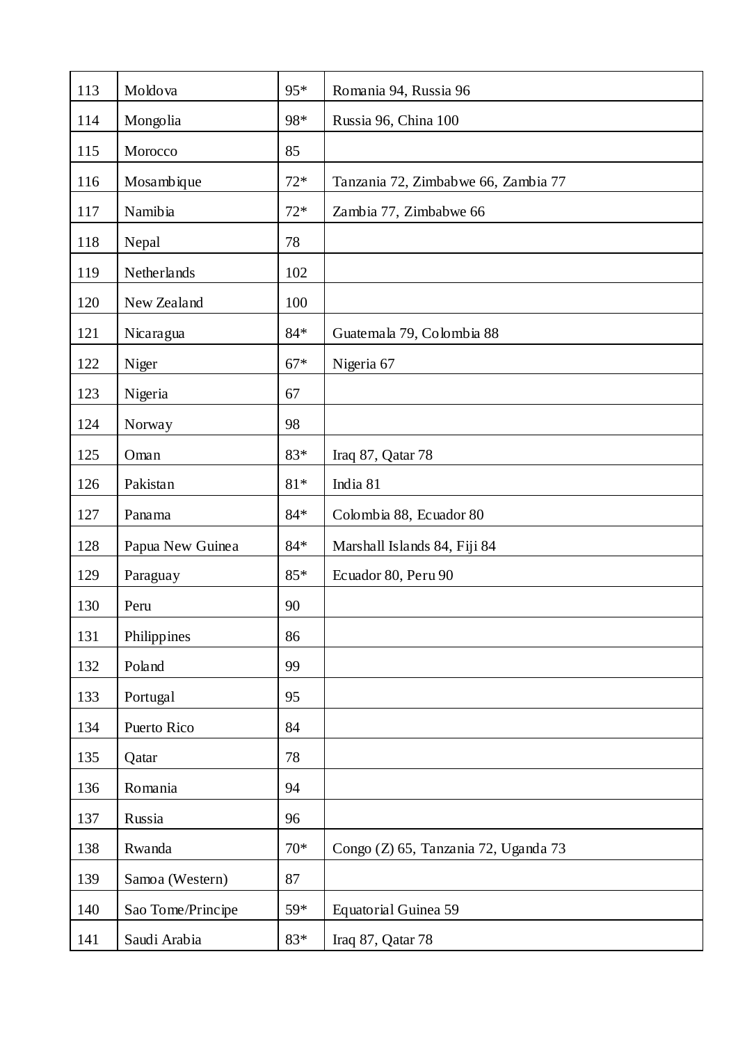| | | | |
|---|---|---|---|
| 113 | Moldova | 95* | Romania 94, Russia 96 |
| 114 | Mongolia | 98* | Russia 96, China 100 |
| 115 | Morocco | 85 | |
| 116 | Mosambique | 72* | Tanzania 72, Zimbabwe 66, Zambia 77 |
| 117 | Namibia | 72* | Zambia 77, Zimbabwe 66 |
| 118 | Nepal | 78 | |
| 119 | Netherlands | 102 | |
| 120 | New Zealand | 100 | |
| 121 | Nicaragua | 84* | Guatemala 79, Colombia 88 |
| 122 | Niger | 67* | Nigeria 67 |
| 123 | Nigeria | 67 | |
| 124 | Norway | 98 | |
| 125 | Oman | 83* | Iraq 87, Qatar 78 |
| 126 | Pakistan | 81* | India 81 |
| 127 | Panama | 84* | Colombia 88, Ecuador 80 |
| 128 | Papua New Guinea | 84* | Marshall Islands 84, Fiji 84 |
| 129 | Paraguay | 85* | Ecuador 80, Peru 90 |
| 130 | Peru | 90 | |
| 131 | Philippines | 86 | |
| 132 | Poland | 99 | |
| 133 | Portugal | 95 | |
| 134 | Puerto Rico | 84 | |
| 135 | Qatar | 78 | |
| 136 | Romania | 94 | |
| 137 | Russia | 96 | |
| 138 | Rwanda | 70* | Congo (Z) 65, Tanzania 72, Uganda 73 |
| 139 | Samoa (Western) | 87 | |
| 140 | Sao Tome/Principe | 59* | Equatorial Guinea 59 |
| 141 | Saudi Arabia | 83* | Iraq 87, Qatar 78 |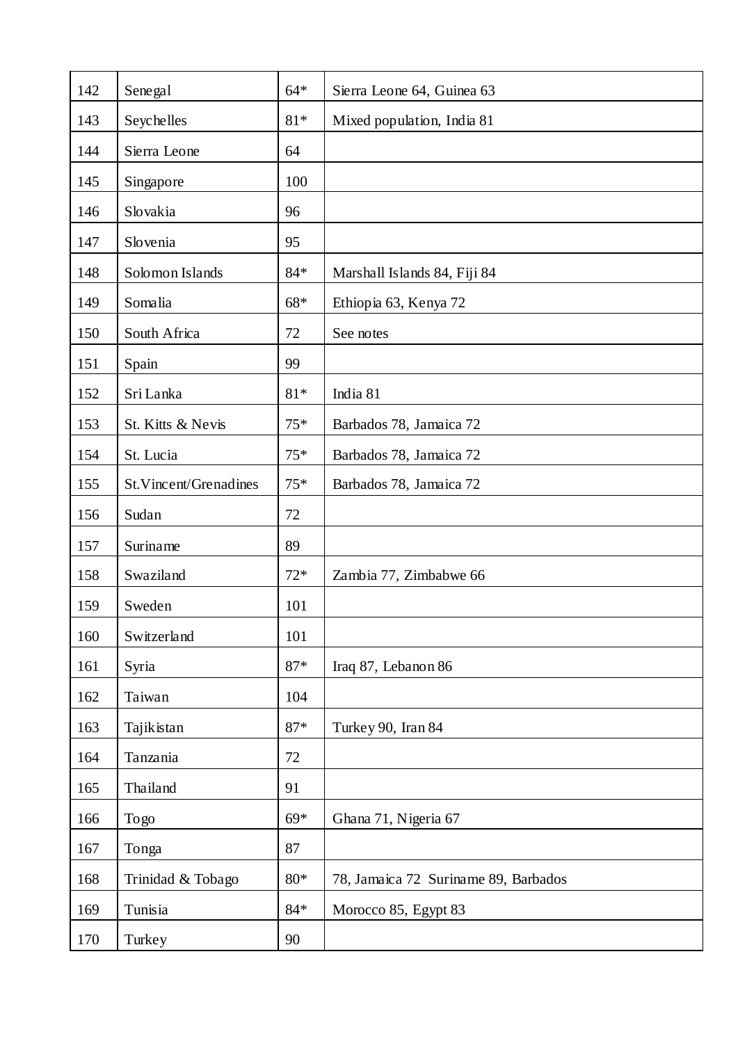| 142 | Senegal | 64* | Sierra Leone 64, Guinea 63 |
|---|---|---|---|
| 143 | Seychelles | 81* | Mixed population, India 81 |
| 144 | Sierra Leone | 64 | |
| 145 | Singapore | 100 | |
| 146 | Slovakia | 96 | |
| 147 | Slovenia | 95 | |
| 148 | Solomon Islands | 84* | Marshall Islands 84, Fiji 84 |
| 149 | Somalia | 68* | Ethiopia 63, Kenya 72 |
| 150 | South Africa | 72 | See notes |
| 151 | Spain | 99 | |
| 152 | Sri Lanka | 81* | India 81 |
| 153 | St. Kitts & Nevis | 75* | Barbados 78, Jamaica 72 |
| 154 | St. Lucia | 75* | Barbados 78, Jamaica 72 |
| 155 | St.Vincent/Grenadines | 75* | Barbados 78, Jamaica 72 |
| 156 | Sudan | 72 | |
| 157 | Suriname | 89 | |
| 158 | Swaziland | 72* | Zambia 77, Zimbabwe 66 |
| 159 | Sweden | 101 | |
| 160 | Switzerland | 101 | |
| 161 | Syria | 87* | Iraq 87, Lebanon 86 |
| 162 | Taiwan | 104 | |
| 163 | Tajikistan | 87* | Turkey 90, Iran 84 |
| 164 | Tanzania | 72 | |
| 165 | Thailand | 91 | |
| 166 | Togo | 69* | Ghana 71, Nigeria 67 |
| 167 | Tonga | 87 | |
| 168 | Trinidad & Tobago | 80* | 78, Jamaica 72 Suriname 89, Barbados |
| 169 | Tunisia | 84* | Morocco 85, Egypt 83 |
| 170 | Turkey | 90 | |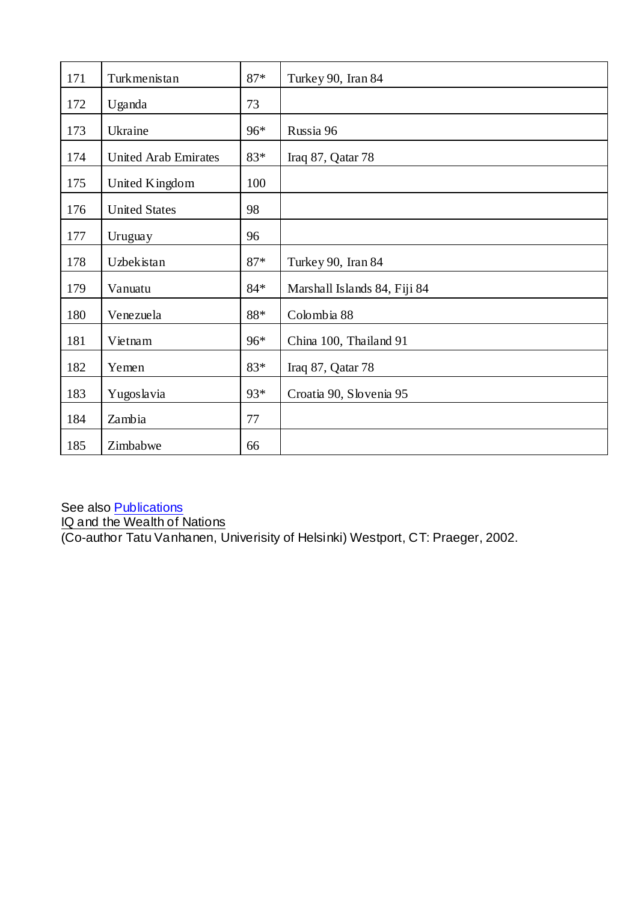| 171 | Turkmenistan | 87* | Turkey 90, Iran 84 |
|---|---|---|---|
| 172 | Uganda | 73 | |
| 173 | Ukraine | 96* | Russia 96 |
| 174 | United Arab Emirates | 83* | Iraq 87, Qatar 78 |
| 175 | United Kingdom | 100 | |
| 176 | United States | 98 | |
| 177 | Uruguay | 96 | |
| 178 | Uzbekistan | 87* | Turkey 90, Iran 84 |
| 179 | Vanuatu | 84* | Marshall Islands 84, Fiji 84 |
| 180 | Venezuela | 88* | Colombia 88 |
| 181 | Vietnam | 96* | China 100, Thailand 91 |
| 182 | Yemen | 83* | Iraq 87, Qatar 78 |
| 183 | Yugoslavia | 93* | Croatia 90, Slovenia 95 |
| 184 | Zambia | 77 | |
| 185 | Zimbabwe | 66 | |

See also Publications
IQ and the Wealth of Nations
(Co-author Tatu Vanhanen, Univerisity of Helsinki) Westport, CT: Praeger, 2002.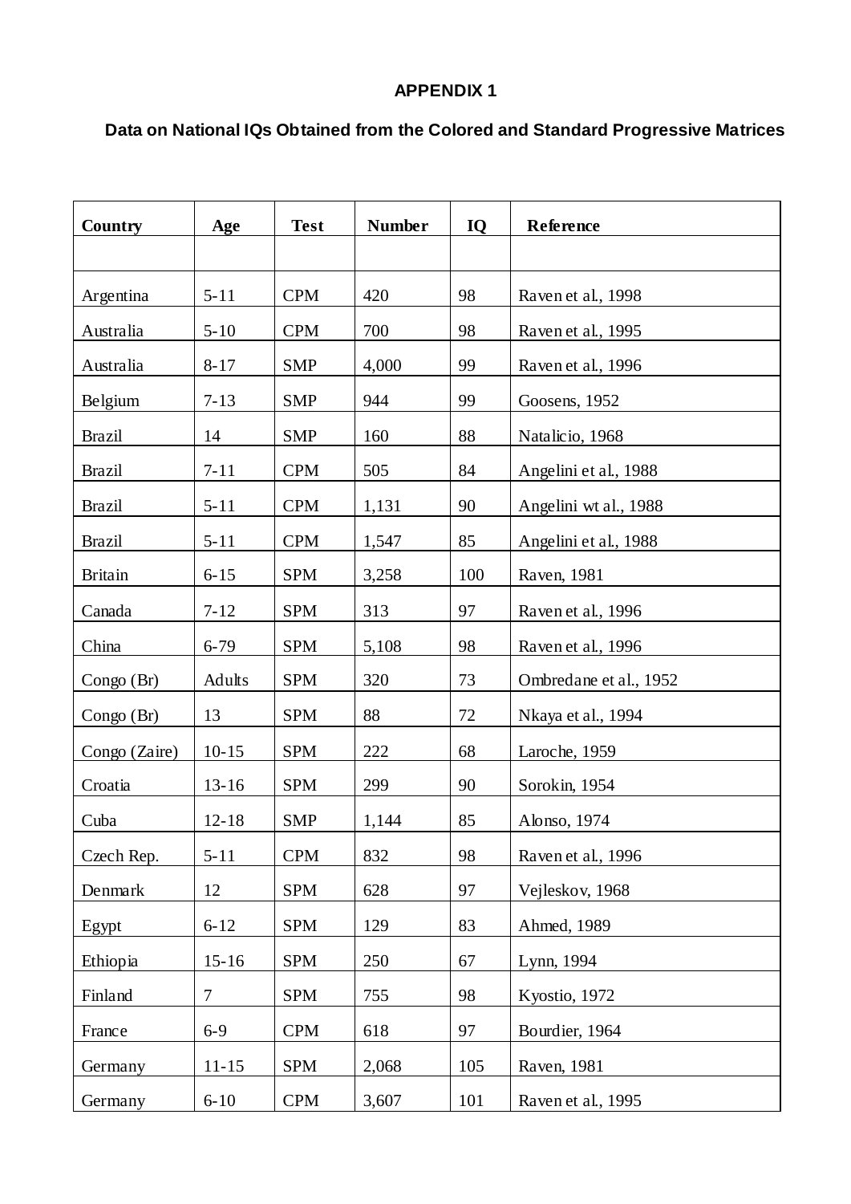**APPENDIX 1**

**Data on National IQs Obtained from the Colored and Standard Progressive Matrices**

| Country | Age | Test | Number | IQ | Reference |
|---|---|---|---|---|---|
| | | | | | |
| Argentina | 5-11 | CPM | 420 | 98 | Raven et al., 1998 |
| Australia | 5-10 | CPM | 700 | 98 | Raven et al., 1995 |
| Australia | 8-17 | SMP | 4,000 | 99 | Raven et al., 1996 |
| Belgium | 7-13 | SMP | 944 | 99 | Goosens, 1952 |
| Brazil | 14 | SMP | 160 | 88 | Natalicio, 1968 |
| Brazil | 7-11 | CPM | 505 | 84 | Angelini et al., 1988 |
| Brazil | 5-11 | CPM | 1,131 | 90 | Angelini wt al., 1988 |
| Brazil | 5-11 | CPM | 1,547 | 85 | Angelini et al., 1988 |
| Britain | 6-15 | SPM | 3,258 | 100 | Raven, 1981 |
| Canada | 7-12 | SPM | 313 | 97 | Raven et al., 1996 |
| China | 6-79 | SPM | 5,108 | 98 | Raven et al., 1996 |
| Congo (Br) | Adults | SPM | 320 | 73 | Ombredane et al., 1952 |
| Congo (Br) | 13 | SPM | 88 | 72 | Nkaya et al., 1994 |
| Congo (Zaire) | 10-15 | SPM | 222 | 68 | Laroche, 1959 |
| Croatia | 13-16 | SPM | 299 | 90 | Sorokin, 1954 |
| Cuba | 12-18 | SMP | 1,144 | 85 | Alonso, 1974 |
| Czech Rep. | 5-11 | CPM | 832 | 98 | Raven et al., 1996 |
| Denmark | 12 | SPM | 628 | 97 | Vejleskov, 1968 |
| Egypt | 6-12 | SPM | 129 | 83 | Ahmed, 1989 |
| Ethiopia | 15-16 | SPM | 250 | 67 | Lynn, 1994 |
| Finland | 7 | SPM | 755 | 98 | Kyostio, 1972 |
| France | 6-9 | CPM | 618 | 97 | Bourdier, 1964 |
| Germany | 11-15 | SPM | 2,068 | 105 | Raven, 1981 |
| Germany | 6-10 | CPM | 3,607 | 101 | Raven et al., 1995 |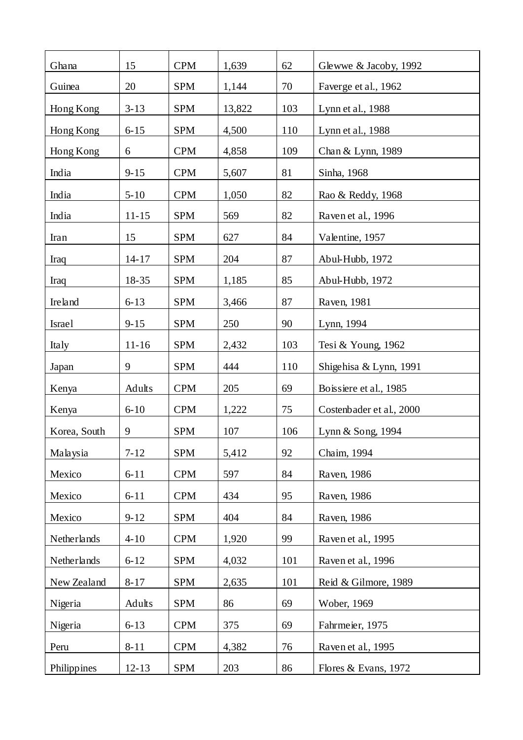| | | | | | |
|---|---|---|---|---|---|
| Ghana | 15 | CPM | 1,639 | 62 | Glewwe & Jacoby, 1992 |
| Guinea | 20 | SPM | 1,144 | 70 | Faverge et al., 1962 |
| Hong Kong | 3-13 | SPM | 13,822 | 103 | Lynn et al., 1988 |
| Hong Kong | 6-15 | SPM | 4,500 | 110 | Lynn et al., 1988 |
| Hong Kong | 6 | CPM | 4,858 | 109 | Chan & Lynn, 1989 |
| India | 9-15 | CPM | 5,607 | 81 | Sinha, 1968 |
| India | 5-10 | CPM | 1,050 | 82 | Rao & Reddy, 1968 |
| India | 11-15 | SPM | 569 | 82 | Raven et al., 1996 |
| Iran | 15 | SPM | 627 | 84 | Valentine, 1957 |
| Iraq | 14-17 | SPM | 204 | 87 | Abul-Hubb, 1972 |
| Iraq | 18-35 | SPM | 1,185 | 85 | Abul-Hubb, 1972 |
| Ireland | 6-13 | SPM | 3,466 | 87 | Raven, 1981 |
| Israel | 9-15 | SPM | 250 | 90 | Lynn, 1994 |
| Italy | 11-16 | SPM | 2,432 | 103 | Tesi & Young, 1962 |
| Japan | 9 | SPM | 444 | 110 | Shigehisa & Lynn, 1991 |
| Kenya | Adults | CPM | 205 | 69 | Boissiere et al., 1985 |
| Kenya | 6-10 | CPM | 1,222 | 75 | Costenbader et al., 2000 |
| Korea, South | 9 | SPM | 107 | 106 | Lynn & Song, 1994 |
| Malaysia | 7-12 | SPM | 5,412 | 92 | Chaim, 1994 |
| Mexico | 6-11 | CPM | 597 | 84 | Raven, 1986 |
| Mexico | 6-11 | CPM | 434 | 95 | Raven, 1986 |
| Mexico | 9-12 | SPM | 404 | 84 | Raven, 1986 |
| Netherlands | 4-10 | CPM | 1,920 | 99 | Raven et al., 1995 |
| Netherlands | 6-12 | SPM | 4,032 | 101 | Raven et al., 1996 |
| New Zealand | 8-17 | SPM | 2,635 | 101 | Reid & Gilmore, 1989 |
| Nigeria | Adults | SPM | 86 | 69 | Wober, 1969 |
| Nigeria | 6-13 | CPM | 375 | 69 | Fahrmeier, 1975 |
| Peru | 8-11 | CPM | 4,382 | 76 | Raven et al., 1995 |
| Philippines | 12-13 | SPM | 203 | 86 | Flores & Evans, 1972 |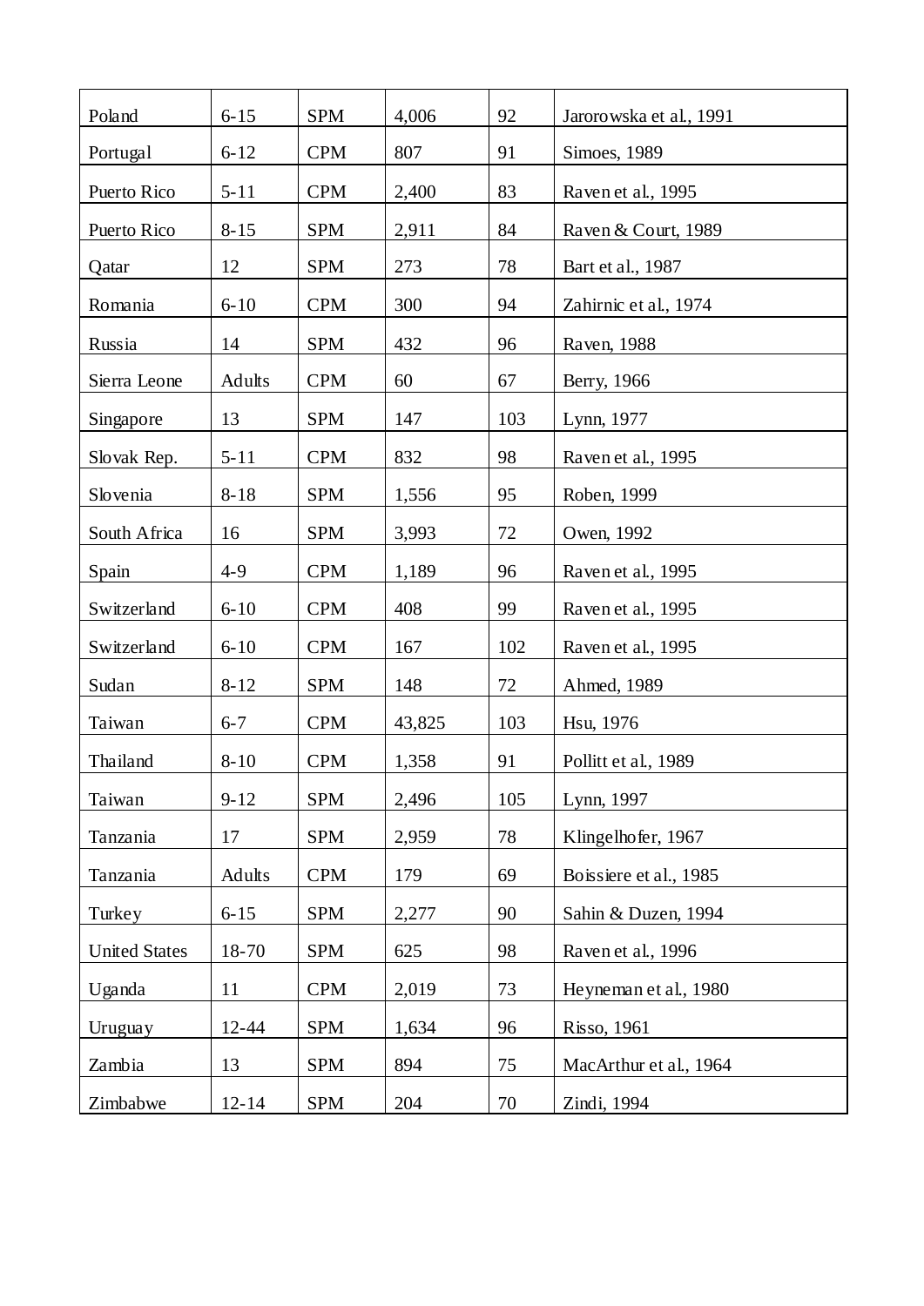| Poland | 6-15 | SPM | 4,006 | 92 | Jarorowska et al., 1991 |
|---|---|---|---|---|---|
| Portugal | 6-12 | CPM | 807 | 91 | Simoes, 1989 |
| Puerto Rico | 5-11 | CPM | 2,400 | 83 | Raven et al., 1995 |
| Puerto Rico | 8-15 | SPM | 2,911 | 84 | Raven & Court, 1989 |
| Qatar | 12 | SPM | 273 | 78 | Bart et al., 1987 |
| Romania | 6-10 | CPM | 300 | 94 | Zahirnic et al., 1974 |
| Russia | 14 | SPM | 432 | 96 | Raven, 1988 |
| Sierra Leone | Adults | CPM | 60 | 67 | Berry, 1966 |
| Singapore | 13 | SPM | 147 | 103 | Lynn, 1977 |
| Slovak Rep. | 5-11 | CPM | 832 | 98 | Raven et al., 1995 |
| Slovenia | 8-18 | SPM | 1,556 | 95 | Roben, 1999 |
| South Africa | 16 | SPM | 3,993 | 72 | Owen, 1992 |
| Spain | 4-9 | CPM | 1,189 | 96 | Raven et al., 1995 |
| Switzerland | 6-10 | CPM | 408 | 99 | Raven et al., 1995 |
| Switzerland | 6-10 | CPM | 167 | 102 | Raven et al., 1995 |
| Sudan | 8-12 | SPM | 148 | 72 | Ahmed, 1989 |
| Taiwan | 6-7 | CPM | 43,825 | 103 | Hsu, 1976 |
| Thailand | 8-10 | CPM | 1,358 | 91 | Pollitt et al., 1989 |
| Taiwan | 9-12 | SPM | 2,496 | 105 | Lynn, 1997 |
| Tanzania | 17 | SPM | 2,959 | 78 | Klingelhofer, 1967 |
| Tanzania | Adults | CPM | 179 | 69 | Boissiere et al., 1985 |
| Turkey | 6-15 | SPM | 2,277 | 90 | Sahin & Duzen, 1994 |
| United States | 18-70 | SPM | 625 | 98 | Raven et al., 1996 |
| Uganda | 11 | CPM | 2,019 | 73 | Heyneman et al., 1980 |
| Uruguay | 12-44 | SPM | 1,634 | 96 | Risso, 1961 |
| Zambia | 13 | SPM | 894 | 75 | MacArthur et al., 1964 |
| Zimbabwe | 12-14 | SPM | 204 | 70 | Zindi, 1994 |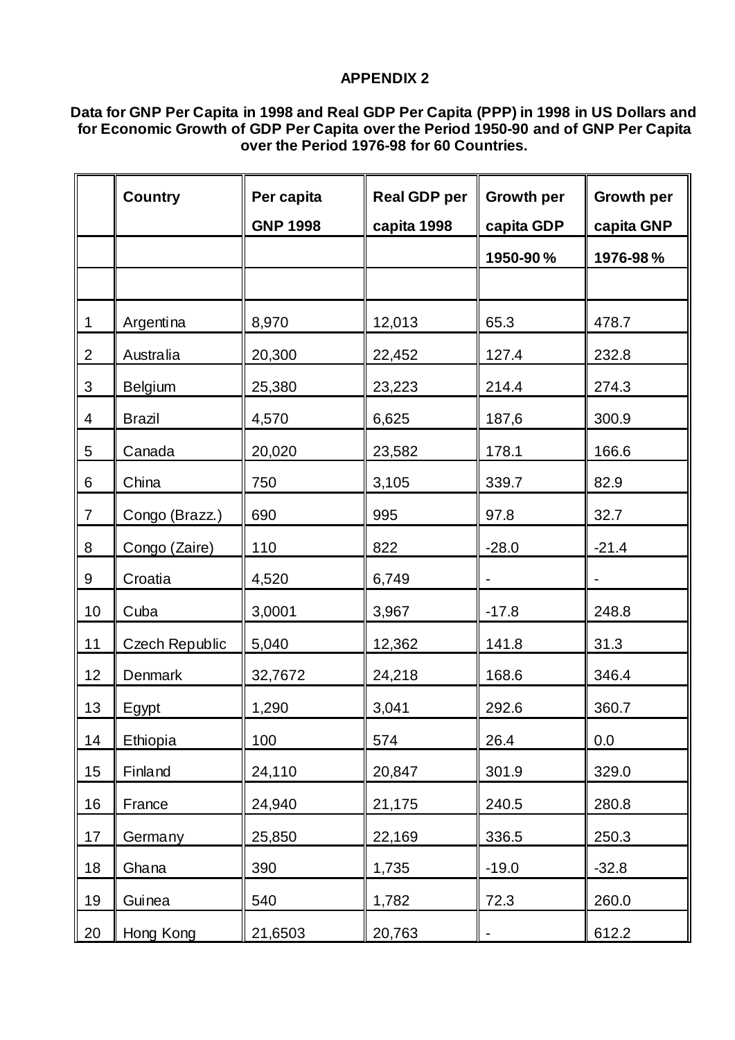**APPENDIX 2**

**Data for GNP Per Capita in 1998 and Real GDP Per Capita (PPP) in 1998 in US Dollars and for Economic Growth of GDP Per Capita over the Period 1950-90 and of GNP Per Capita over the Period 1976-98 for 60 Countries.**

| | Country | Per capita GNP 1998 | Real GDP per capita 1998 | Growth per capita GDP | Growth per capita GNP |
|---|---|---|---|---|---|
| | | | | 1950-90 % | 1976-98 % |
| | | | | | |
| 1 | Argentina | 8,970 | 12,013 | 65.3 | 478.7 |
| 2 | Australia | 20,300 | 22,452 | 127.4 | 232.8 |
| 3 | Belgium | 25,380 | 23,223 | 214.4 | 274.3 |
| 4 | Brazil | 4,570 | 6,625 | 187,6 | 300.9 |
| 5 | Canada | 20,020 | 23,582 | 178.1 | 166.6 |
| 6 | China | 750 | 3,105 | 339.7 | 82.9 |
| 7 | Congo (Brazz.) | 690 | 995 | 97.8 | 32.7 |
| 8 | Congo (Zaire) | 110 | 822 | -28.0 | -21.4 |
| 9 | Croatia | 4,520 | 6,749 | - | - |
| 10 | Cuba | 3,0001 | 3,967 | -17.8 | 248.8 |
| 11 | Czech Republic | 5,040 | 12,362 | 141.8 | 31.3 |
| 12 | Denmark | 32,7672 | 24,218 | 168.6 | 346.4 |
| 13 | Egypt | 1,290 | 3,041 | 292.6 | 360.7 |
| 14 | Ethiopia | 100 | 574 | 26.4 | 0.0 |
| 15 | Finland | 24,110 | 20,847 | 301.9 | 329.0 |
| 16 | France | 24,940 | 21,175 | 240.5 | 280.8 |
| 17 | Germany | 25,850 | 22,169 | 336.5 | 250.3 |
| 18 | Ghana | 390 | 1,735 | -19.0 | -32.8 |
| 19 | Guinea | 540 | 1,782 | 72.3 | 260.0 |
| 20 | Hong Kong | 21,6503 | 20,763 | - | 612.2 |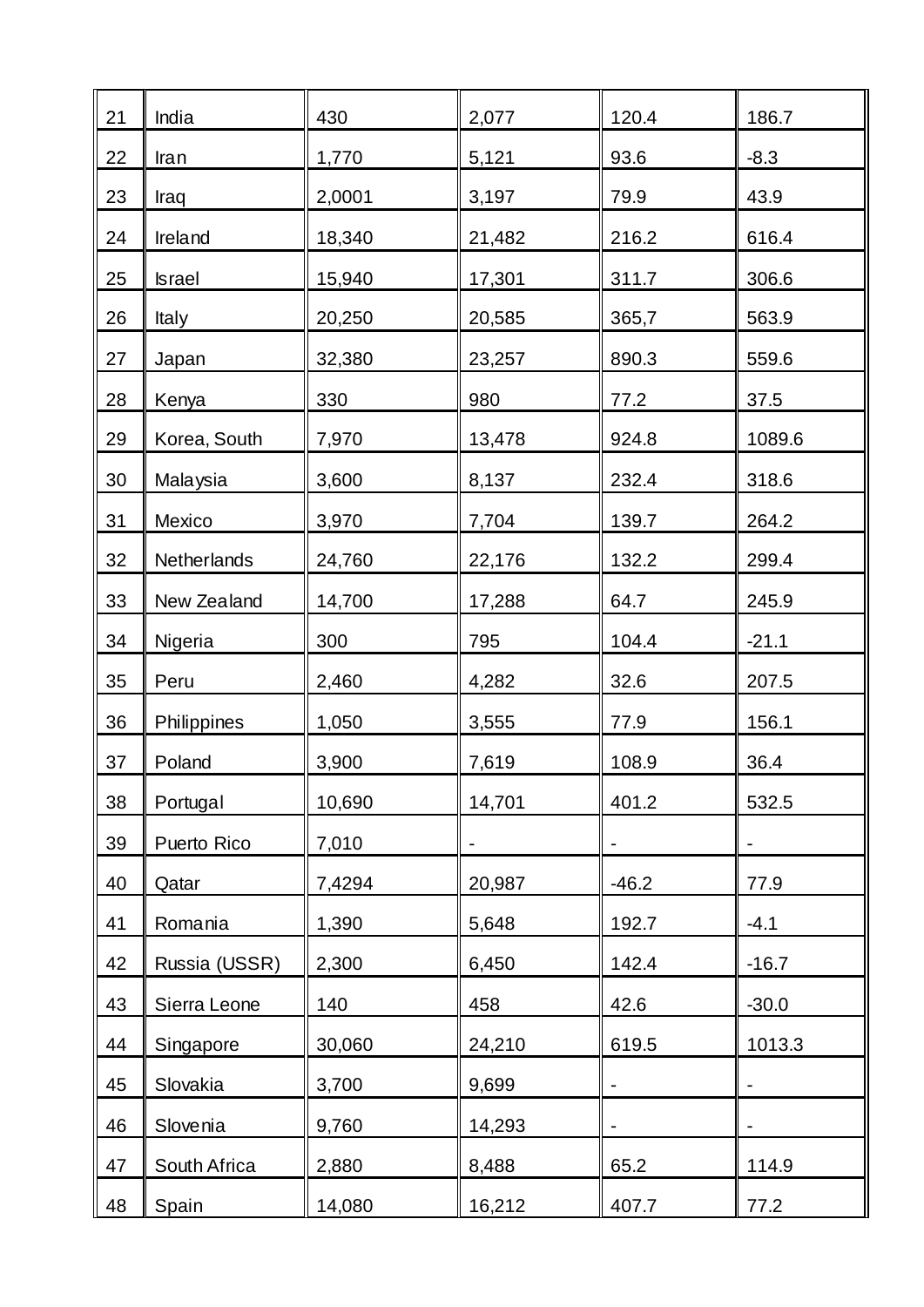| | | | | | |
|---|---|---|---|---|---|
| 21 | India | 430 | 2,077 | 120.4 | 186.7 |
| 22 | Iran | 1,770 | 5,121 | 93.6 | -8.3 |
| 23 | Iraq | 2,0001 | 3,197 | 79.9 | 43.9 |
| 24 | Ireland | 18,340 | 21,482 | 216.2 | 616.4 |
| 25 | Israel | 15,940 | 17,301 | 311.7 | 306.6 |
| 26 | Italy | 20,250 | 20,585 | 365,7 | 563.9 |
| 27 | Japan | 32,380 | 23,257 | 890.3 | 559.6 |
| 28 | Kenya | 330 | 980 | 77.2 | 37.5 |
| 29 | Korea, South | 7,970 | 13,478 | 924.8 | 1089.6 |
| 30 | Malaysia | 3,600 | 8,137 | 232.4 | 318.6 |
| 31 | Mexico | 3,970 | 7,704 | 139.7 | 264.2 |
| 32 | Netherlands | 24,760 | 22,176 | 132.2 | 299.4 |
| 33 | New Zealand | 14,700 | 17,288 | 64.7 | 245.9 |
| 34 | Nigeria | 300 | 795 | 104.4 | -21.1 |
| 35 | Peru | 2,460 | 4,282 | 32.6 | 207.5 |
| 36 | Philippines | 1,050 | 3,555 | 77.9 | 156.1 |
| 37 | Poland | 3,900 | 7,619 | 108.9 | 36.4 |
| 38 | Portugal | 10,690 | 14,701 | 401.2 | 532.5 |
| 39 | Puerto Rico | 7,010 | - | - | - |
| 40 | Qatar | 7,4294 | 20,987 | -46.2 | 77.9 |
| 41 | Romania | 1,390 | 5,648 | 192.7 | -4.1 |
| 42 | Russia (USSR) | 2,300 | 6,450 | 142.4 | -16.7 |
| 43 | Sierra Leone | 140 | 458 | 42.6 | -30.0 |
| 44 | Singapore | 30,060 | 24,210 | 619.5 | 1013.3 |
| 45 | Slovakia | 3,700 | 9,699 | - | - |
| 46 | Slovenia | 9,760 | 14,293 | - | - |
| 47 | South Africa | 2,880 | 8,488 | 65.2 | 114.9 |
| 48 | Spain | 14,080 | 16,212 | 407.7 | 77.2 |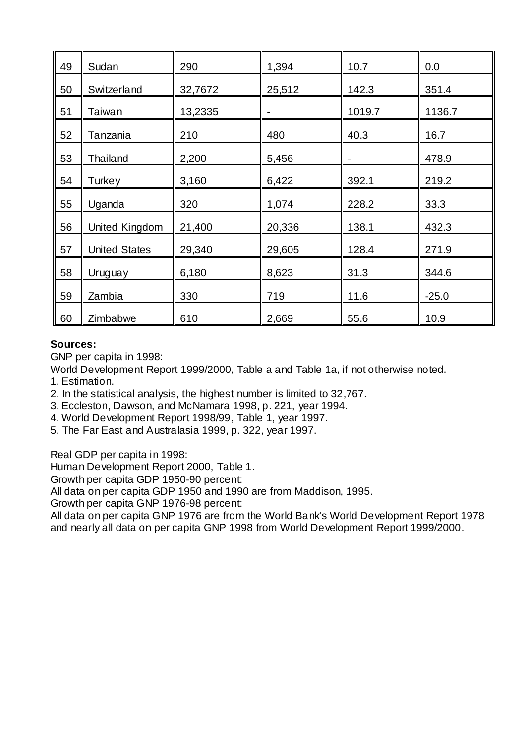| | | | | | |
|---|---|---|---|---|---|
| 49 | Sudan | 290 | 1,394 | 10.7 | 0.0 |
| 50 | Switzerland | 32,767[2] | 25,512 | 142.3 | 351.4 |
| 51 | Taiwan | 13,233[5] | - | 1019.7 | 1136.7 |
| 52 | Tanzania | 210 | 480 | 40.3 | 16.7 |
| 53 | Thailand | 2,200 | 5,456 | - | 478.9 |
| 54 | Turkey | 3,160 | 6,422 | 392.1 | 219.2 |
| 55 | Uganda | 320 | 1,074 | 228.2 | 33.3 |
| 56 | United Kingdom | 21,400 | 20,336 | 138.1 | 432.3 |
| 57 | United States | 29,340 | 29,605 | 128.4 | 271.9 |
| 58 | Uruguay | 6,180 | 8,623 | 31.3 | 344.6 |
| 59 | Zambia | 330 | 719 | 11.6 | -25.0 |
| 60 | Zimbabwe | 610 | 2,669 | 55.6 | 10.9 |

**Sources:**

GNP per capita in 1998:

World Development Report 1999/2000, Table a and Table 1a, if not otherwise noted.

1. Estimation.
2. In the statistical analysis, the highest number is limited to 32,767.
3. Eccleston, Dawson, and McNamara 1998, p. 221, year 1994.
4. World Development Report 1998/99, Table 1, year 1997.
5. The Far East and Australasia 1999, p. 322, year 1997.

Real GDP per capita in 1998:

Human Development Report 2000, Table 1.

Growth per capita GDP 1950-90 percent:

All data on per capita GDP 1950 and 1990 are from Maddison, 1995.

Growth per capita GNP 1976-98 percent:

All data on per capita GNP 1976 are from the World Bank's World Development Report 1978 and nearly all data on per capita GNP 1998 from World Development Report 1999/2000.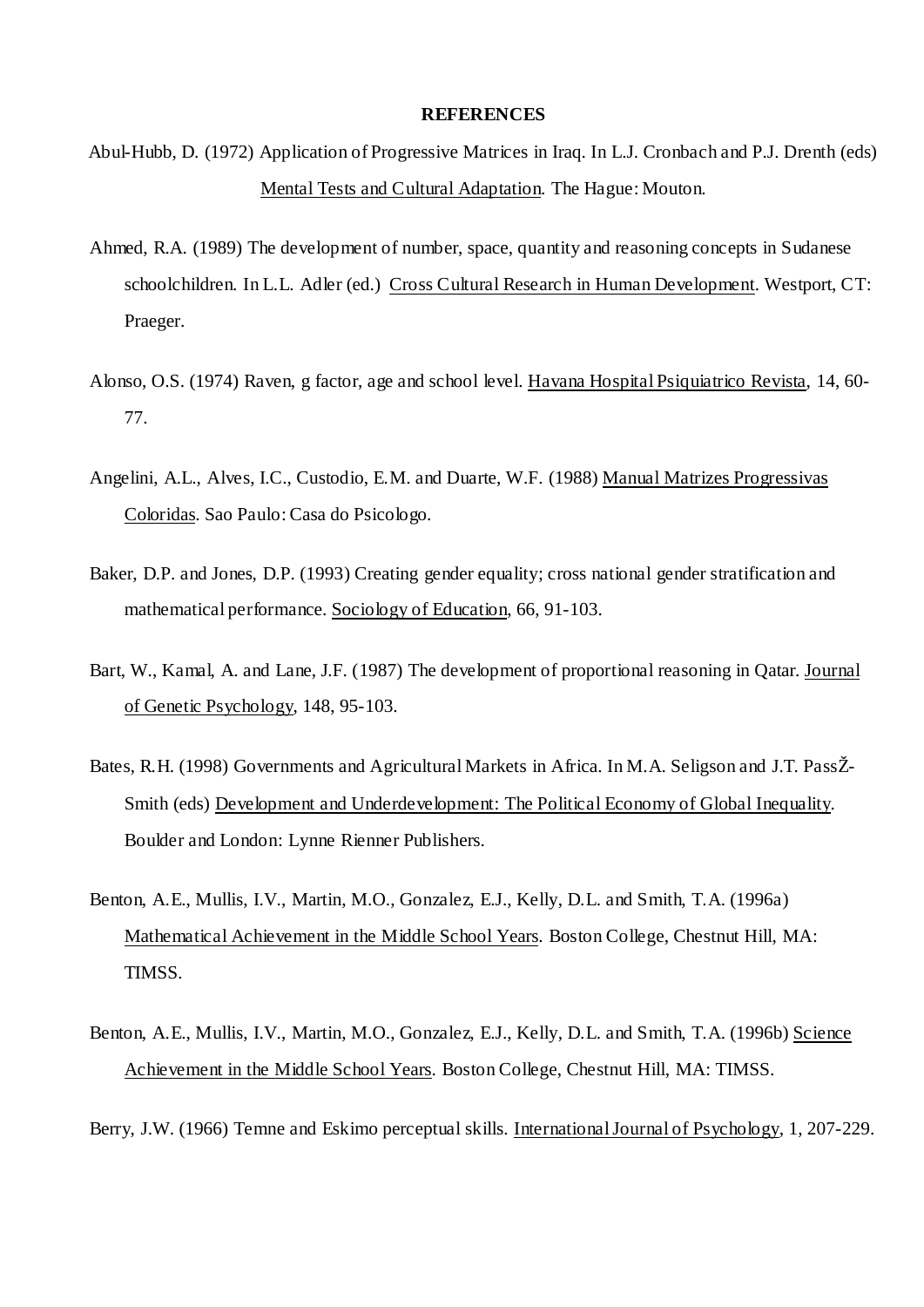**REFERENCES**

Abul-Hubb, D. (1972) Application of Progressive Matrices in Iraq. In L.J. Cronbach and P.J. Drenth (eds) Mental Tests and Cultural Adaptation. The Hague: Mouton.

Ahmed, R.A. (1989) The development of number, space, quantity and reasoning concepts in Sudanese schoolchildren. In L.L. Adler (ed.) Cross Cultural Research in Human Development. Westport, CT: Praeger.

Alonso, O.S. (1974) Raven, g factor, age and school level. Havana Hospital Psiquiatrico Revista, 14, 60-77.

Angelini, A.L., Alves, I.C., Custodio, E.M. and Duarte, W.F. (1988) Manual Matrizes Progressivas Coloridas. Sao Paulo: Casa do Psicologo.

Baker, D.P. and Jones, D.P. (1993) Creating gender equality; cross national gender stratification and mathematical performance. Sociology of Education, 66, 91-103.

Bart, W., Kamal, A. and Lane, J.F. (1987) The development of proportional reasoning in Qatar. Journal of Genetic Psychology, 148, 95-103.

Bates, R.H. (1998) Governments and Agricultural Markets in Africa. In M.A. Seligson and J.T. PassŽ-Smith (eds) Development and Underdevelopment: The Political Economy of Global Inequality. Boulder and London: Lynne Rienner Publishers.

Benton, A.E., Mullis, I.V., Martin, M.O., Gonzalez, E.J., Kelly, D.L. and Smith, T.A. (1996a) Mathematical Achievement in the Middle School Years. Boston College, Chestnut Hill, MA: TIMSS.

Benton, A.E., Mullis, I.V., Martin, M.O., Gonzalez, E.J., Kelly, D.L. and Smith, T.A. (1996b) Science Achievement in the Middle School Years. Boston College, Chestnut Hill, MA: TIMSS.

Berry, J.W. (1966) Temne and Eskimo perceptual skills. International Journal of Psychology, 1, 207-229.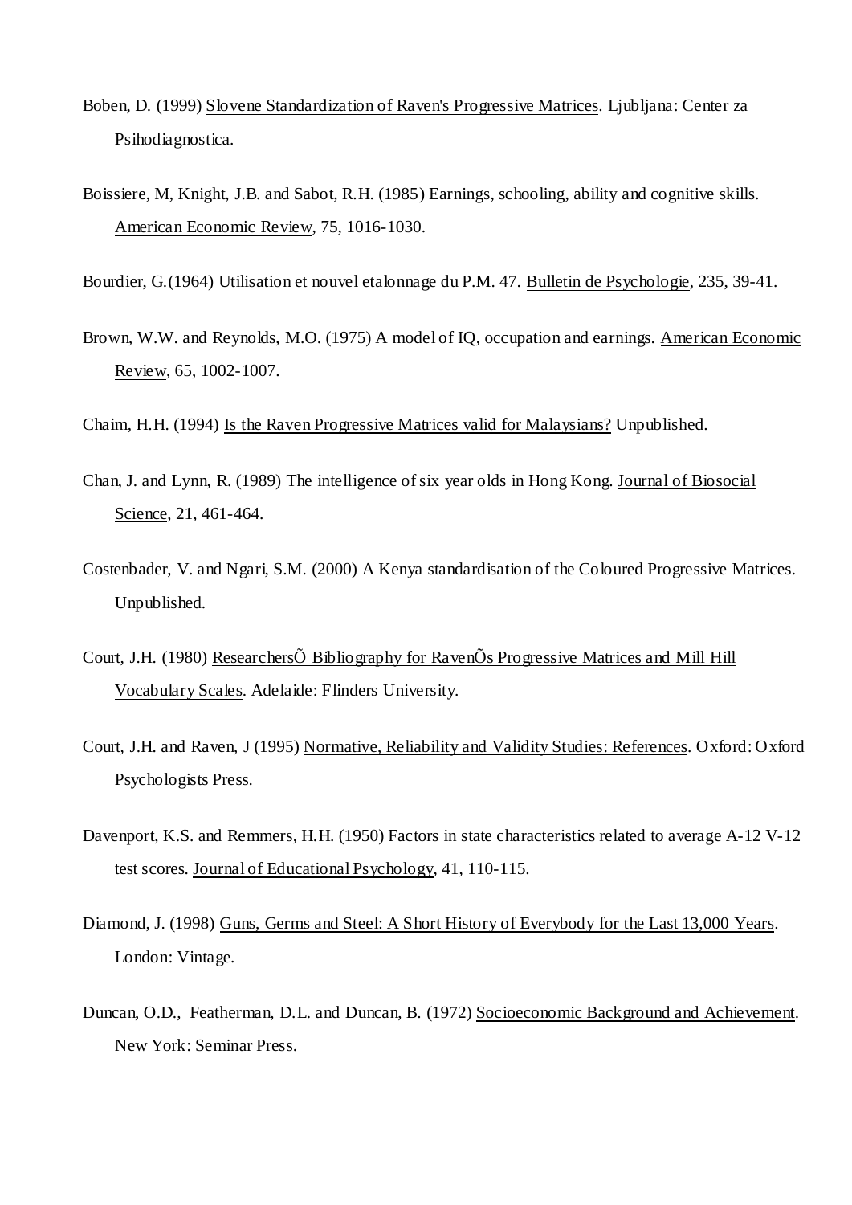Boben, D. (1999) Slovene Standardization of Raven's Progressive Matrices. Ljubljana: Center za Psihodiagnostica.

Boissiere, M, Knight, J.B. and Sabot, R.H. (1985) Earnings, schooling, ability and cognitive skills. American Economic Review, 75, 1016-1030.

Bourdier, G.(1964) Utilisation et nouvel etalonnage du P.M. 47. Bulletin de Psychologie, 235, 39-41.

Brown, W.W. and Reynolds, M.O. (1975) A model of IQ, occupation and earnings. American Economic Review, 65, 1002-1007.

Chaim, H.H. (1994) Is the Raven Progressive Matrices valid for Malaysians? Unpublished.

Chan, J. and Lynn, R. (1989) The intelligence of six year olds in Hong Kong. Journal of Biosocial Science, 21, 461-464.

Costenbader, V. and Ngari, S.M. (2000) A Kenya standardisation of the Coloured Progressive Matrices. Unpublished.

Court, J.H. (1980) ResearchersÕ Bibliography for RavenÕs Progressive Matrices and Mill Hill Vocabulary Scales. Adelaide: Flinders University.

Court, J.H. and Raven, J (1995) Normative, Reliability and Validity Studies: References. Oxford: Oxford Psychologists Press.

Davenport, K.S. and Remmers, H.H. (1950) Factors in state characteristics related to average A-12 V-12 test scores. Journal of Educational Psychology, 41, 110-115.

Diamond, J. (1998) Guns, Germs and Steel: A Short History of Everybody for the Last 13,000 Years. London: Vintage.

Duncan, O.D., Featherman, D.L. and Duncan, B. (1972) Socioeconomic Background and Achievement. New York: Seminar Press.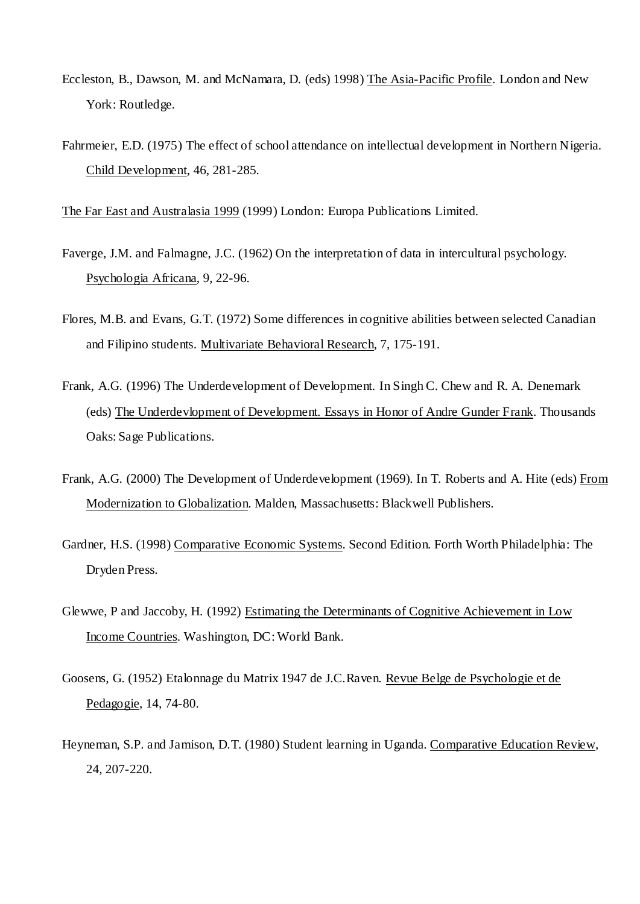Eccleston, B., Dawson, M. and McNamara, D. (eds) 1998) The Asia-Pacific Profile. London and New York: Routledge.

Fahrmeier, E.D. (1975) The effect of school attendance on intellectual development in Northern Nigeria. Child Development, 46, 281-285.

The Far East and Australasia 1999 (1999) London: Europa Publications Limited.

Faverge, J.M. and Falmagne, J.C. (1962) On the interpretation of data in intercultural psychology. Psychologia Africana, 9, 22-96.

Flores, M.B. and Evans, G.T. (1972) Some differences in cognitive abilities between selected Canadian and Filipino students. Multivariate Behavioral Research, 7, 175-191.

Frank, A.G. (1996) The Underdevelopment of Development. In Singh C. Chew and R. A. Denemark (eds) The Underdevlopment of Development. Essays in Honor of Andre Gunder Frank. Thousands Oaks: Sage Publications.

Frank, A.G. (2000) The Development of Underdevelopment (1969). In T. Roberts and A. Hite (eds) From Modernization to Globalization. Malden, Massachusetts: Blackwell Publishers.

Gardner, H.S. (1998) Comparative Economic Systems. Second Edition. Forth Worth Philadelphia: The Dryden Press.

Glewwe, P and Jaccoby, H. (1992) Estimating the Determinants of Cognitive Achievement in Low Income Countries. Washington, DC: World Bank.

Goosens, G. (1952) Etalonnage du Matrix 1947 de J.C.Raven. Revue Belge de Psychologie et de Pedagogie, 14, 74-80.

Heyneman, S.P. and Jamison, D.T. (1980) Student learning in Uganda. Comparative Education Review, 24, 207-220.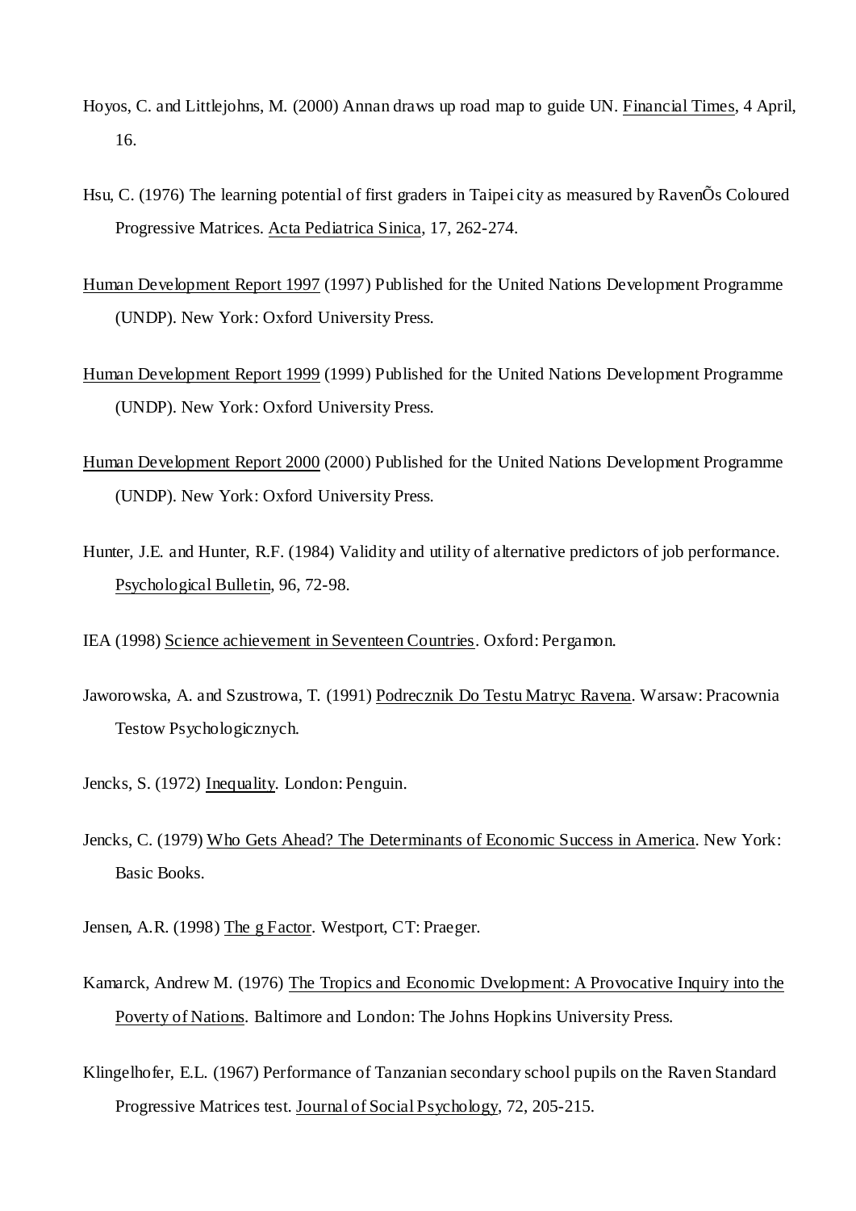Hoyos, C. and Littlejohns, M. (2000) Annan draws up road map to guide UN. Financial Times, 4 April, 16.

Hsu, C. (1976) The learning potential of first graders in Taipei city as measured by RavenÕs Coloured Progressive Matrices. Acta Pediatrica Sinica, 17, 262-274.

Human Development Report 1997 (1997) Published for the United Nations Development Programme (UNDP). New York: Oxford University Press.

Human Development Report 1999 (1999) Published for the United Nations Development Programme (UNDP). New York: Oxford University Press.

Human Development Report 2000 (2000) Published for the United Nations Development Programme (UNDP). New York: Oxford University Press.

Hunter, J.E. and Hunter, R.F. (1984) Validity and utility of alternative predictors of job performance. Psychological Bulletin, 96, 72-98.

IEA (1998) Science achievement in Seventeen Countries. Oxford: Pergamon.

Jaworowska, A. and Szustrowa, T. (1991) Podrecznik Do Testu Matryc Ravena. Warsaw: Pracownia Testow Psychologicznych.

Jencks, S. (1972) Inequality. London: Penguin.

Jencks, C. (1979) Who Gets Ahead? The Determinants of Economic Success in America. New York: Basic Books.

Jensen, A.R. (1998) The g Factor. Westport, CT: Praeger.

Kamarck, Andrew M. (1976) The Tropics and Economic Dvelopment: A Provocative Inquiry into the Poverty of Nations. Baltimore and London: The Johns Hopkins University Press.

Klingelhofer, E.L. (1967) Performance of Tanzanian secondary school pupils on the Raven Standard Progressive Matrices test. Journal of Social Psychology, 72, 205-215.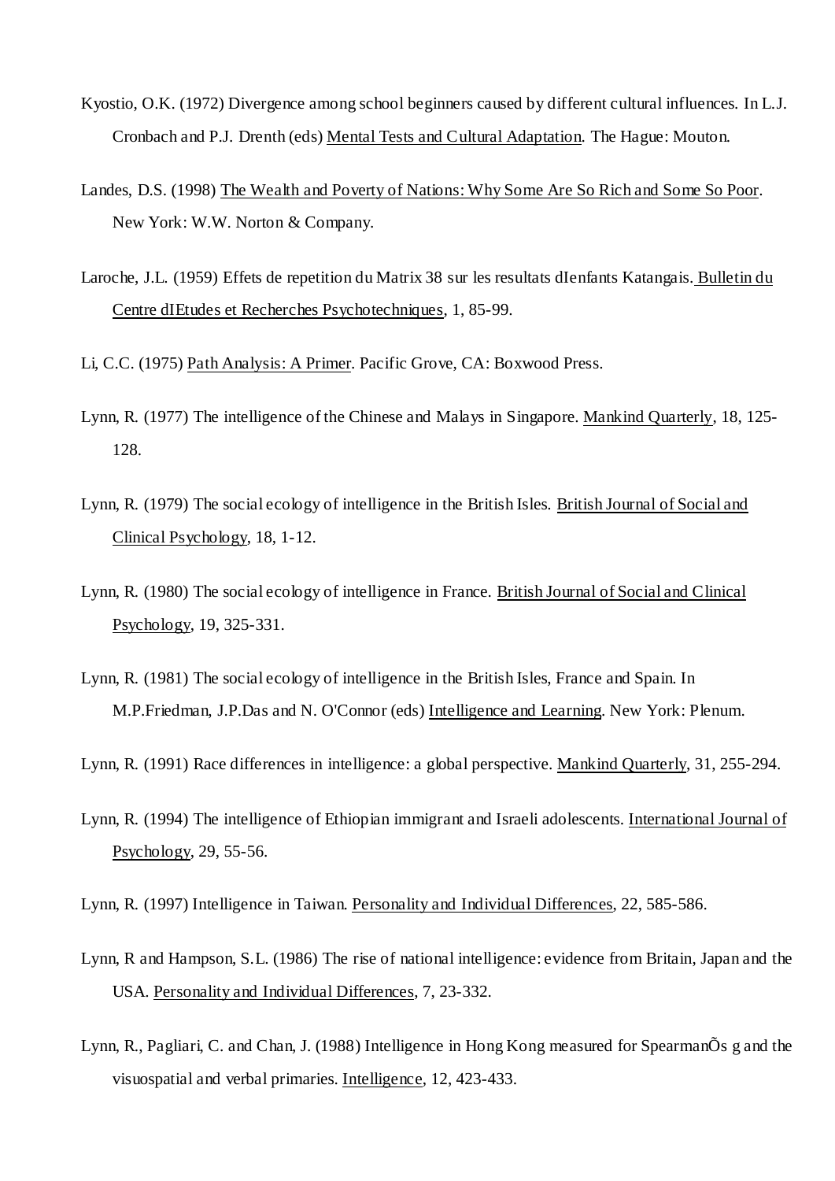Kyostio, O.K. (1972) Divergence among school beginners caused by different cultural influences. In L.J. Cronbach and P.J. Drenth (eds) Mental Tests and Cultural Adaptation. The Hague: Mouton.

Landes, D.S. (1998) The Wealth and Poverty of Nations: Why Some Are So Rich and Some So Poor. New York: W.W. Norton & Company.

Laroche, J.L. (1959) Effets de repetition du Matrix 38 sur les resultats dIenfants Katangais. Bulletin du Centre dIEtudes et Recherches Psychotechniques, 1, 85-99.

Li, C.C. (1975) Path Analysis: A Primer. Pacific Grove, CA: Boxwood Press.

Lynn, R. (1977) The intelligence of the Chinese and Malays in Singapore. Mankind Quarterly, 18, 125-128.

Lynn, R. (1979) The social ecology of intelligence in the British Isles. British Journal of Social and Clinical Psychology, 18, 1-12.

Lynn, R. (1980) The social ecology of intelligence in France. British Journal of Social and Clinical Psychology, 19, 325-331.

Lynn, R. (1981) The social ecology of intelligence in the British Isles, France and Spain. In M.P.Friedman, J.P.Das and N. O'Connor (eds) Intelligence and Learning. New York: Plenum.

Lynn, R. (1991) Race differences in intelligence: a global perspective. Mankind Quarterly, 31, 255-294.

Lynn, R. (1994) The intelligence of Ethiopian immigrant and Israeli adolescents. International Journal of Psychology, 29, 55-56.

Lynn, R. (1997) Intelligence in Taiwan. Personality and Individual Differences, 22, 585-586.

Lynn, R and Hampson, S.L. (1986) The rise of national intelligence: evidence from Britain, Japan and the USA. Personality and Individual Differences, 7, 23-332.

Lynn, R., Pagliari, C. and Chan, J. (1988) Intelligence in Hong Kong measured for SpearmanÕs g and the visuospatial and verbal primaries. Intelligence, 12, 423-433.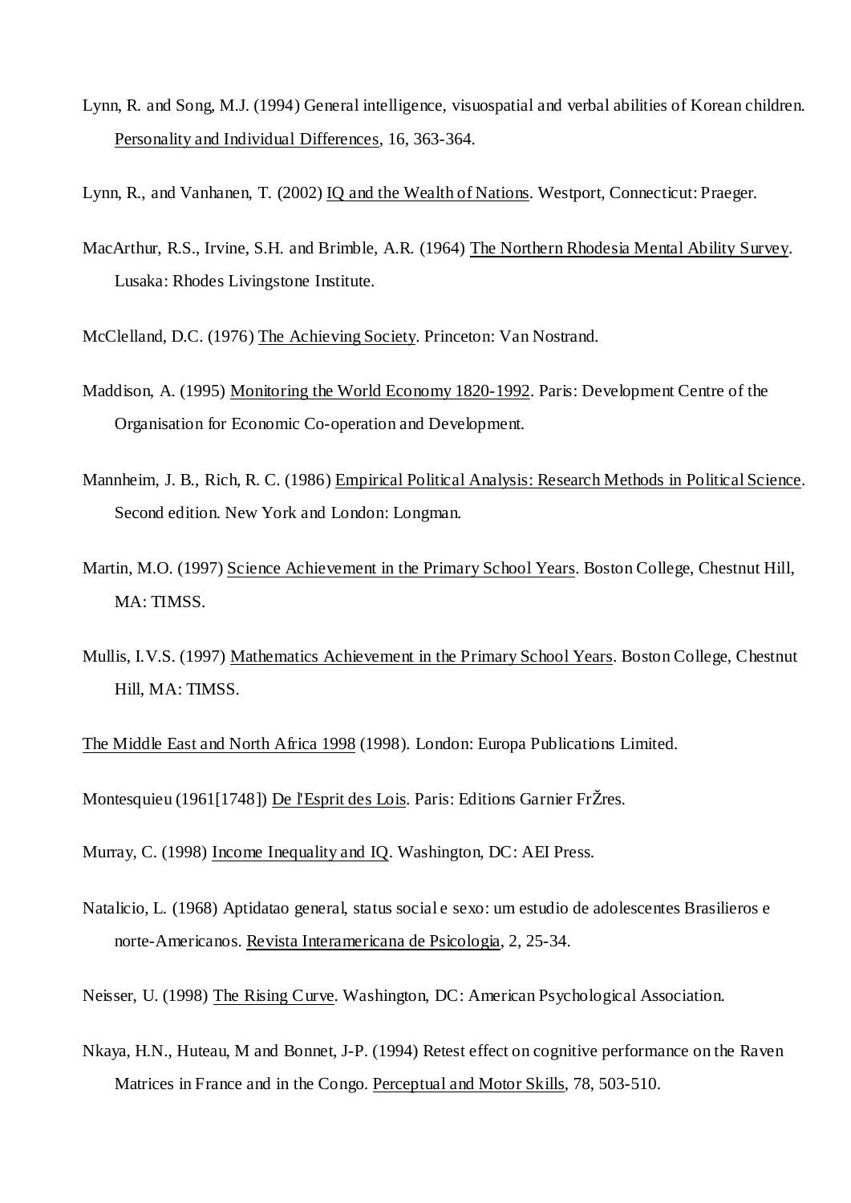Lynn, R. and Song, M.J. (1994) General intelligence, visuospatial and verbal abilities of Korean children. Personality and Individual Differences, 16, 363-364.

Lynn, R., and Vanhanen, T. (2002) IQ and the Wealth of Nations. Westport, Connecticut: Praeger.

MacArthur, R.S., Irvine, S.H. and Brimble, A.R. (1964) The Northern Rhodesia Mental Ability Survey. Lusaka: Rhodes Livingstone Institute.

McClelland, D.C. (1976) The Achieving Society. Princeton: Van Nostrand.

Maddison, A. (1995) Monitoring the World Economy 1820-1992. Paris: Development Centre of the Organisation for Economic Co-operation and Development.

Mannheim, J. B., Rich, R. C. (1986) Empirical Political Analysis: Research Methods in Political Science. Second edition. New York and London: Longman.

Martin, M.O. (1997) Science Achievement in the Primary School Years. Boston College, Chestnut Hill, MA: TIMSS.

Mullis, I.V.S. (1997) Mathematics Achievement in the Primary School Years. Boston College, Chestnut Hill, MA: TIMSS.

The Middle East and North Africa 1998 (1998). London: Europa Publications Limited.

Montesquieu (1961[1748]) De l'Esprit des Lois. Paris: Editions Garnier FrŽres.

Murray, C. (1998) Income Inequality and IQ. Washington, DC: AEI Press.

Natalicio, L. (1968) Aptidatao general, status social e sexo: um estudio de adolescentes Brasilieros e norte-Americanos. Revista Interamericana de Psicologia, 2, 25-34.

Neisser, U. (1998) The Rising Curve. Washington, DC: American Psychological Association.

Nkaya, H.N., Huteau, M and Bonnet, J-P. (1994) Retest effect on cognitive performance on the Raven Matrices in France and in the Congo. Perceptual and Motor Skills, 78, 503-510.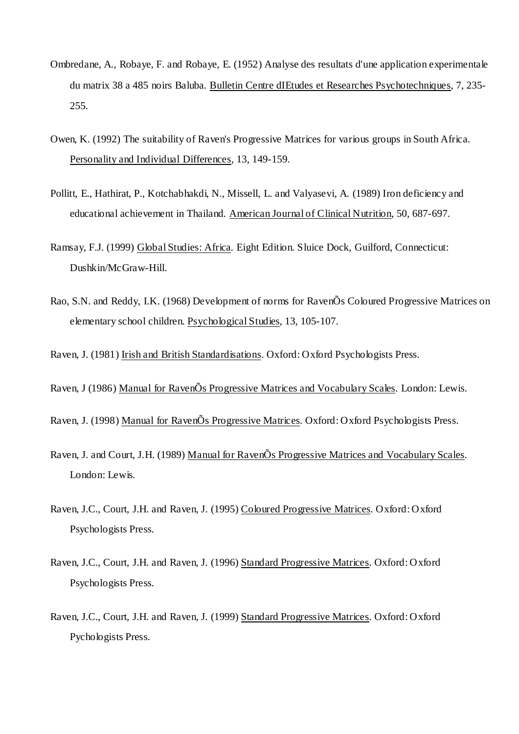Ombredane, A., Robaye, F. and Robaye, E. (1952) Analyse des resultats d'une application experimentale du matrix 38 a 485 noirs Baluba. Bulletin Centre dIEtudes et Researches Psychotechniques, 7, 235-255.

Owen, K. (1992) The suitability of Raven's Progressive Matrices for various groups in South Africa. Personality and Individual Differences, 13, 149-159.

Pollitt, E., Hathirat, P., Kotchabhakdi, N., Missell, L. and Valyasevi, A. (1989) Iron deficiency and educational achievement in Thailand. American Journal of Clinical Nutrition, 50, 687-697.

Ramsay, F.J. (1999) Global Studies: Africa. Eight Edition. Sluice Dock, Guilford, Connecticut: Dushkin/McGraw-Hill.

Rao, S.N. and Reddy, I.K. (1968) Development of norms for RavenÕs Coloured Progressive Matrices on elementary school children. Psychological Studies, 13, 105-107.

Raven, J. (1981) Irish and British Standardisations. Oxford: Oxford Psychologists Press.

Raven, J (1986) Manual for RavenÕs Progressive Matrices and Vocabulary Scales. London: Lewis.

Raven, J. (1998) Manual for RavenÕs Progressive Matrices. Oxford: Oxford Psychologists Press.

Raven, J. and Court, J.H. (1989) Manual for RavenÕs Progressive Matrices and Vocabulary Scales. London: Lewis.

Raven, J.C., Court, J.H. and Raven, J. (1995) Coloured Progressive Matrices. Oxford: Oxford Psychologists Press.

Raven, J.C., Court, J.H. and Raven, J. (1996) Standard Progressive Matrices. Oxford: Oxford Psychologists Press.

Raven, J.C., Court, J.H. and Raven, J. (1999) Standard Progressive Matrices. Oxford: Oxford Pychologists Press.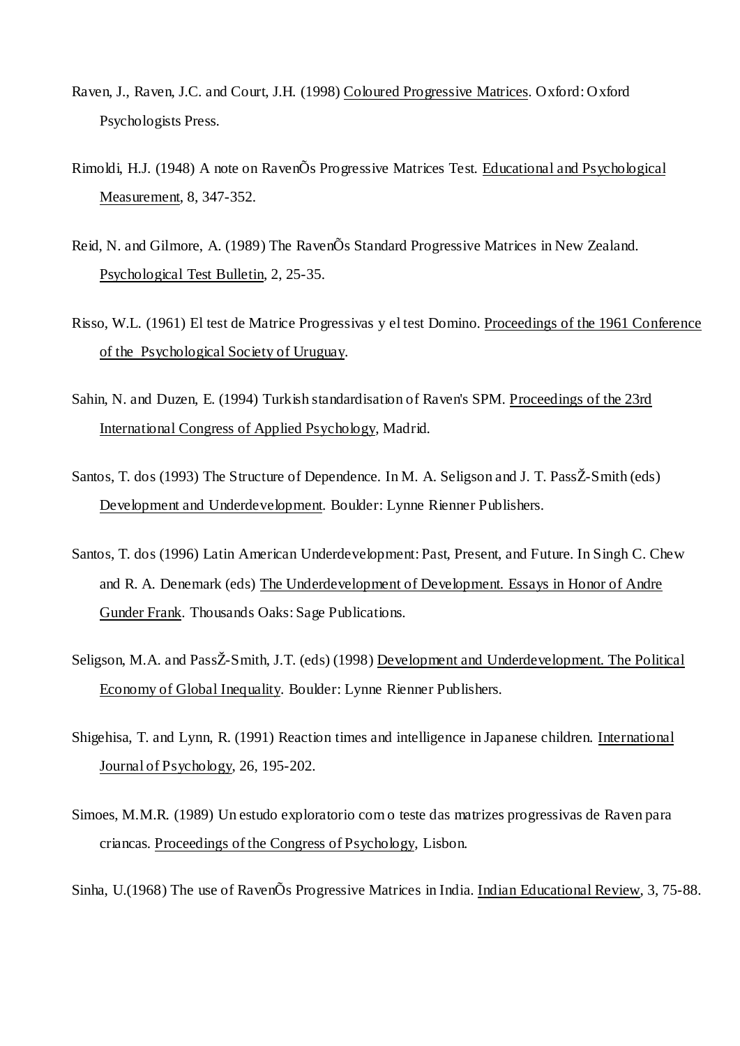Raven, J., Raven, J.C. and Court, J.H. (1998) Coloured Progressive Matrices. Oxford: Oxford Psychologists Press.

Rimoldi, H.J. (1948) A note on RavenÕs Progressive Matrices Test. Educational and Psychological Measurement, 8, 347-352.

Reid, N. and Gilmore, A. (1989) The RavenÕs Standard Progressive Matrices in New Zealand. Psychological Test Bulletin, 2, 25-35.

Risso, W.L. (1961) El test de Matrice Progressivas y el test Domino. Proceedings of the 1961 Conference of the Psychological Society of Uruguay.

Sahin, N. and Duzen, E. (1994) Turkish standardisation of Raven's SPM. Proceedings of the 23rd International Congress of Applied Psychology, Madrid.

Santos, T. dos (1993) The Structure of Dependence. In M. A. Seligson and J. T. PassŽ-Smith (eds) Development and Underdevelopment. Boulder: Lynne Rienner Publishers.

Santos, T. dos (1996) Latin American Underdevelopment: Past, Present, and Future. In Singh C. Chew and R. A. Denemark (eds) The Underdevelopment of Development. Essays in Honor of Andre Gunder Frank. Thousands Oaks: Sage Publications.

Seligson, M.A. and PassŽ-Smith, J.T. (eds) (1998) Development and Underdevelopment. The Political Economy of Global Inequality. Boulder: Lynne Rienner Publishers.

Shigehisa, T. and Lynn, R. (1991) Reaction times and intelligence in Japanese children. International Journal of Psychology, 26, 195-202.

Simoes, M.M.R. (1989) Un estudo exploratorio com o teste das matrizes progressivas de Raven para criancas. Proceedings of the Congress of Psychology, Lisbon.

Sinha, U.(1968) The use of RavenÕs Progressive Matrices in India. Indian Educational Review, 3, 75-88.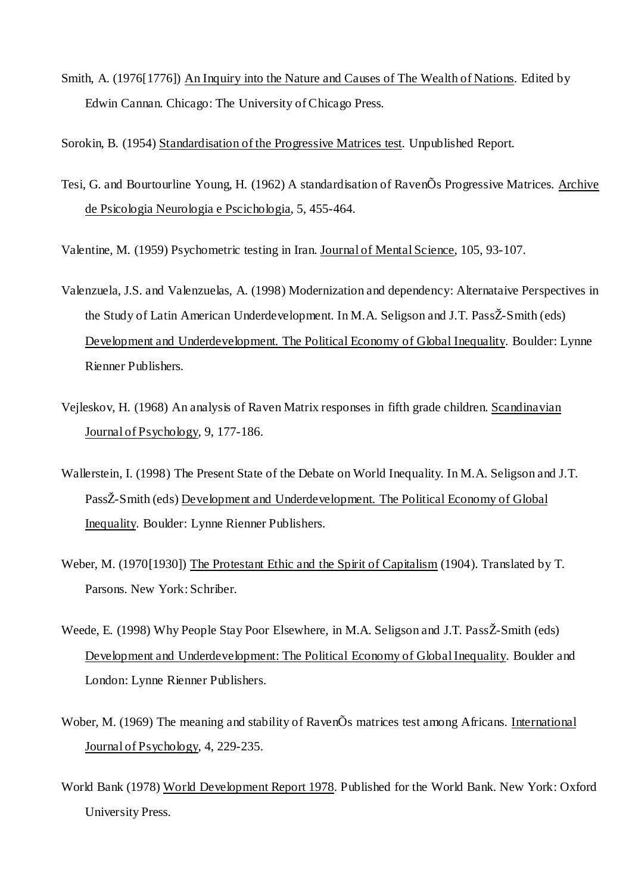Smith, A. (1976[1776]) An Inquiry into the Nature and Causes of The Wealth of Nations. Edited by Edwin Cannan. Chicago: The University of Chicago Press.

Sorokin, B. (1954) Standardisation of the Progressive Matrices test. Unpublished Report.

Tesi, G. and Bourtourline Young, H. (1962) A standardisation of RavenÕs Progressive Matrices. Archive de Psicologia Neurologia e Pscichologia, 5, 455-464.

Valentine, M. (1959) Psychometric testing in Iran. Journal of Mental Science, 105, 93-107.

Valenzuela, J.S. and Valenzuelas, A. (1998) Modernization and dependency: Alternataive Perspectives in the Study of Latin American Underdevelopment. In M.A. Seligson and J.T. PassŽ-Smith (eds) Development and Underdevelopment. The Political Economy of Global Inequality. Boulder: Lynne Rienner Publishers.

Vejleskov, H. (1968) An analysis of Raven Matrix responses in fifth grade children. Scandinavian Journal of Psychology, 9, 177-186.

Wallerstein, I. (1998) The Present State of the Debate on World Inequality. In M.A. Seligson and J.T. PassŽ-Smith (eds) Development and Underdevelopment. The Political Economy of Global Inequality. Boulder: Lynne Rienner Publishers.

Weber, M. (1970[1930]) The Protestant Ethic and the Spirit of Capitalism (1904). Translated by T. Parsons. New York: Schriber.

Weede, E. (1998) Why People Stay Poor Elsewhere, in M.A. Seligson and J.T. PassŽ-Smith (eds) Development and Underdevelopment: The Political Economy of Global Inequality. Boulder and London: Lynne Rienner Publishers.

Wober, M. (1969) The meaning and stability of RavenÕs matrices test among Africans. International Journal of Psychology, 4, 229-235.

World Bank (1978) World Development Report 1978. Published for the World Bank. New York: Oxford University Press.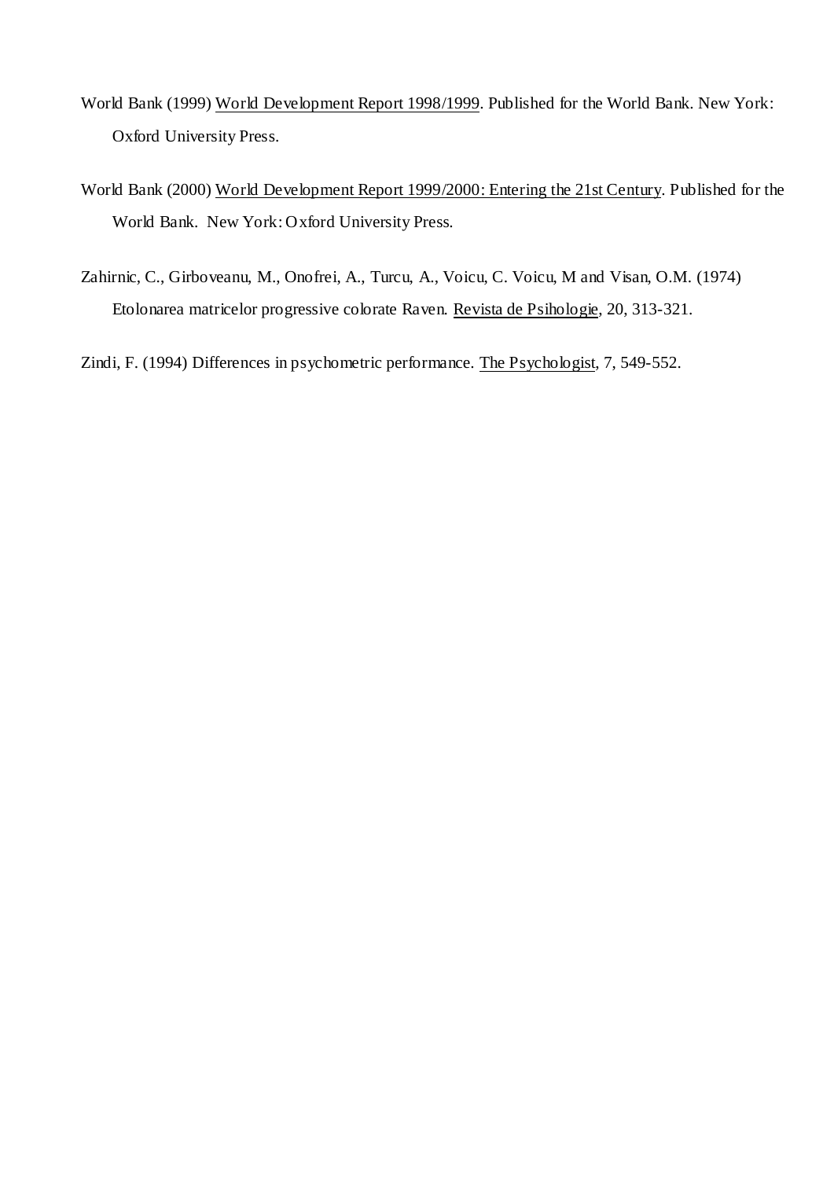World Bank (1999) World Development Report 1998/1999. Published for the World Bank. New York: Oxford University Press.

World Bank (2000) World Development Report 1999/2000: Entering the 21st Century. Published for the World Bank. New York: Oxford University Press.

Zahirnic, C., Girboveanu, M., Onofrei, A., Turcu, A., Voicu, C. Voicu, M and Visan, O.M. (1974) Etolonarea matricelor progressive colorate Raven. Revista de Psihologie, 20, 313-321.

Zindi, F. (1994) Differences in psychometric performance. The Psychologist, 7, 549-552.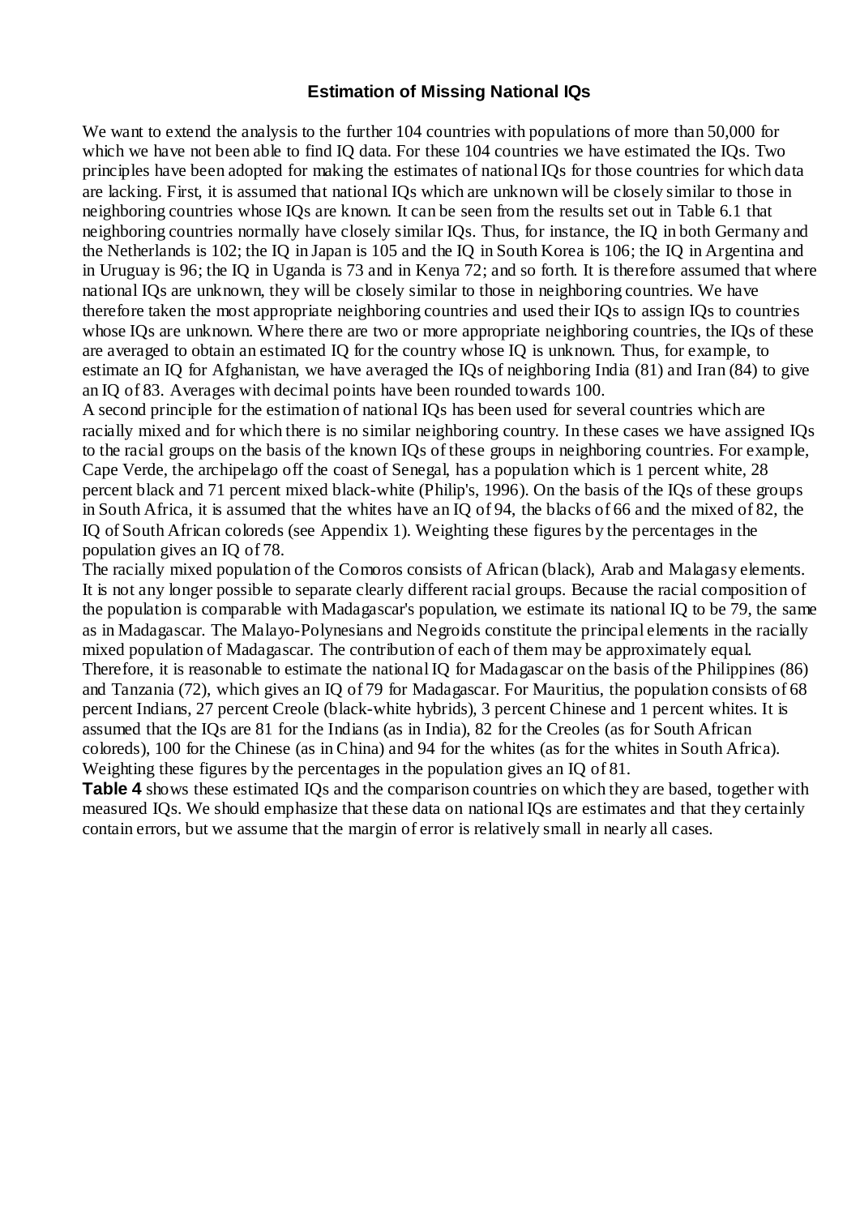## Estimation of Missing National IQs

We want to extend the analysis to the further 104 countries with populations of more than 50,000 for which we have not been able to find IQ data. For these 104 countries we have estimated the IQs. Two principles have been adopted for making the estimates of national IQs for those countries for which data are lacking. First, it is assumed that national IQs which are unknown will be closely similar to those in neighboring countries whose IQs are known. It can be seen from the results set out in Table 6.1 that neighboring countries normally have closely similar IQs. Thus, for instance, the IQ in both Germany and the Netherlands is 102; the IQ in Japan is 105 and the IQ in South Korea is 106; the IQ in Argentina and in Uruguay is 96; the IQ in Uganda is 73 and in Kenya 72; and so forth. It is therefore assumed that where national IQs are unknown, they will be closely similar to those in neighboring countries. We have therefore taken the most appropriate neighboring countries and used their IQs to assign IQs to countries whose IQs are unknown. Where there are two or more appropriate neighboring countries, the IQs of these are averaged to obtain an estimated IQ for the country whose IQ is unknown. Thus, for example, to estimate an IQ for Afghanistan, we have averaged the IQs of neighboring India (81) and Iran (84) to give an IQ of 83. Averages with decimal points have been rounded towards 100.

A second principle for the estimation of national IQs has been used for several countries which are racially mixed and for which there is no similar neighboring country. In these cases we have assigned IQs to the racial groups on the basis of the known IQs of these groups in neighboring countries. For example, Cape Verde, the archipelago off the coast of Senegal, has a population which is 1 percent white, 28 percent black and 71 percent mixed black-white (Philip's, 1996). On the basis of the IQs of these groups in South Africa, it is assumed that the whites have an IQ of 94, the blacks of 66 and the mixed of 82, the IQ of South African coloreds (see Appendix 1). Weighting these figures by the percentages in the population gives an IQ of 78.

The racially mixed population of the Comoros consists of African (black), Arab and Malagasy elements. It is not any longer possible to separate clearly different racial groups. Because the racial composition of the population is comparable with Madagascar's population, we estimate its national IQ to be 79, the same as in Madagascar. The Malayo-Polynesians and Negroids constitute the principal elements in the racially mixed population of Madagascar. The contribution of each of them may be approximately equal. Therefore, it is reasonable to estimate the national IQ for Madagascar on the basis of the Philippines (86) and Tanzania (72), which gives an IQ of 79 for Madagascar. For Mauritius, the population consists of 68 percent Indians, 27 percent Creole (black-white hybrids), 3 percent Chinese and 1 percent whites. It is assumed that the IQs are 81 for the Indians (as in India), 82 for the Creoles (as for South African coloreds), 100 for the Chinese (as in China) and 94 for the whites (as for the whites in South Africa). Weighting these figures by the percentages in the population gives an IQ of 81.

**Table 4** shows these estimated IQs and the comparison countries on which they are based, together with measured IQs. We should emphasize that these data on national IQs are estimates and that they certainly contain errors, but we assume that the margin of error is relatively small in nearly all cases.